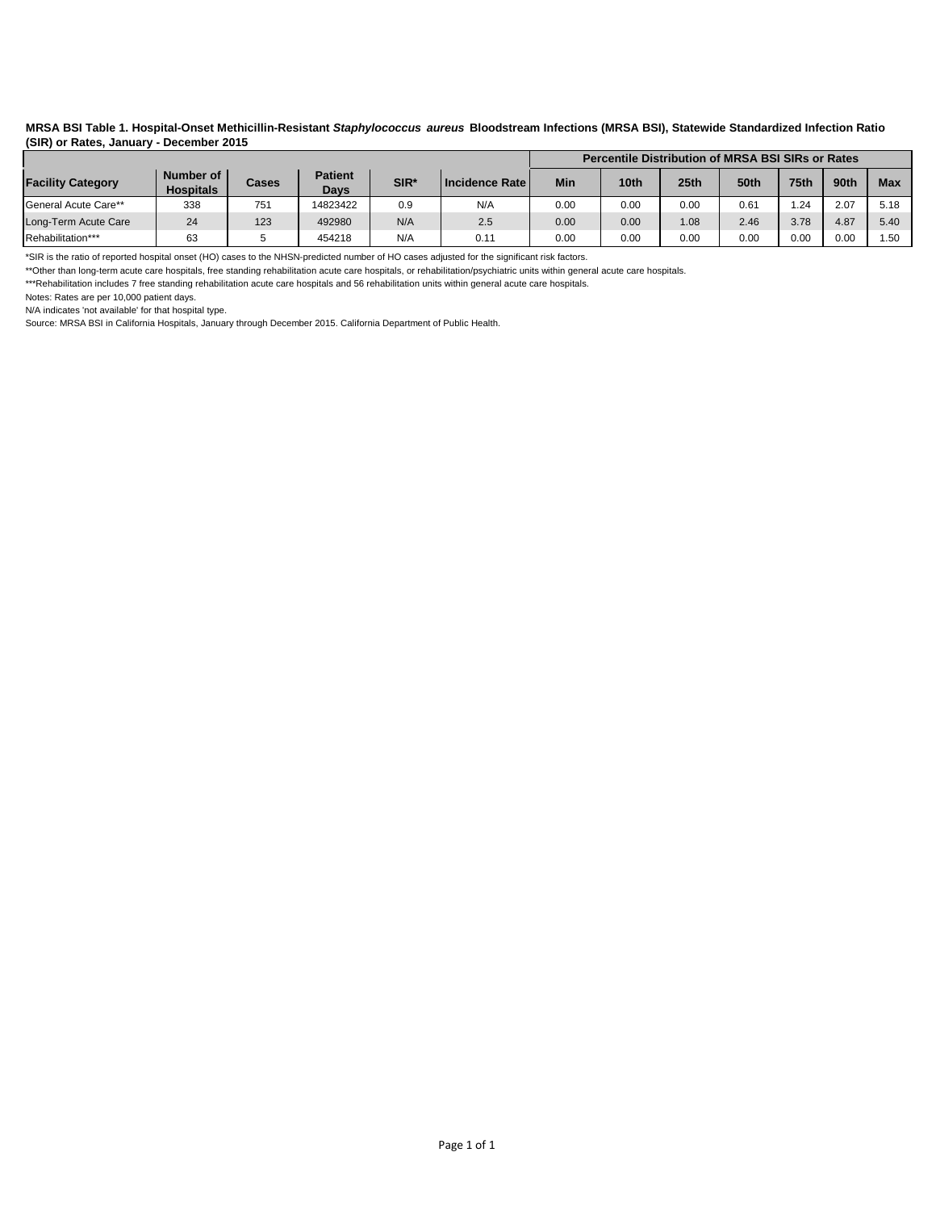**MRSA BSI Table 1. Hospital-Onset Methicillin-Resistant *Staphylococcus aureus* Bloodstream Infections (MRSA BSI), Statewide Standardized Infection Ratio (SIR) or Rates, January - December 2015**

| | | | | | | Percentile Distribution of MRSA BSI SIRs or Rates | | | | | | |
|---|---|---|---|---|---|---|---|---|---|---|---|---|
| **Facility Category** | **Number of Hospitals** | **Cases** | **Patient Days** | **SIR*** | **Incidence Rate** | **Min** | **10th** | **25th** | **50th** | **75th** | **90th** | **Max** |
| General Acute Care** | 338 | 751 | 14823422 | 0.9 | N/A | 0.00 | 0.00 | 0.00 | 0.61 | 1.24 | 2.07 | 5.18 |
| Long-Term Acute Care | 24 | 123 | 492980 | N/A | 2.5 | 0.00 | 0.00 | 1.08 | 2.46 | 3.78 | 4.87 | 5.40 |
| Rehabilitation*** | 63 | 5 | 454218 | N/A | 0.11 | 0.00 | 0.00 | 0.00 | 0.00 | 0.00 | 0.00 | 1.50 |

*SIR is the ratio of reported hospital onset (HO) cases to the NHSN-predicted number of HO cases adjusted for the significant risk factors.

**Other than long-term acute care hospitals, free standing rehabilitation acute care hospitals, or rehabilitation/psychiatric units within general acute care hospitals.

***Rehabilitation includes 7 free standing rehabilitation acute care hospitals and 56 rehabilitation units within general acute care hospitals.

Notes: Rates are per 10,000 patient days.

N/A indicates 'not available' for that hospital type.

Source: MRSA BSI in California Hospitals, January through December 2015. California Department of Public Health.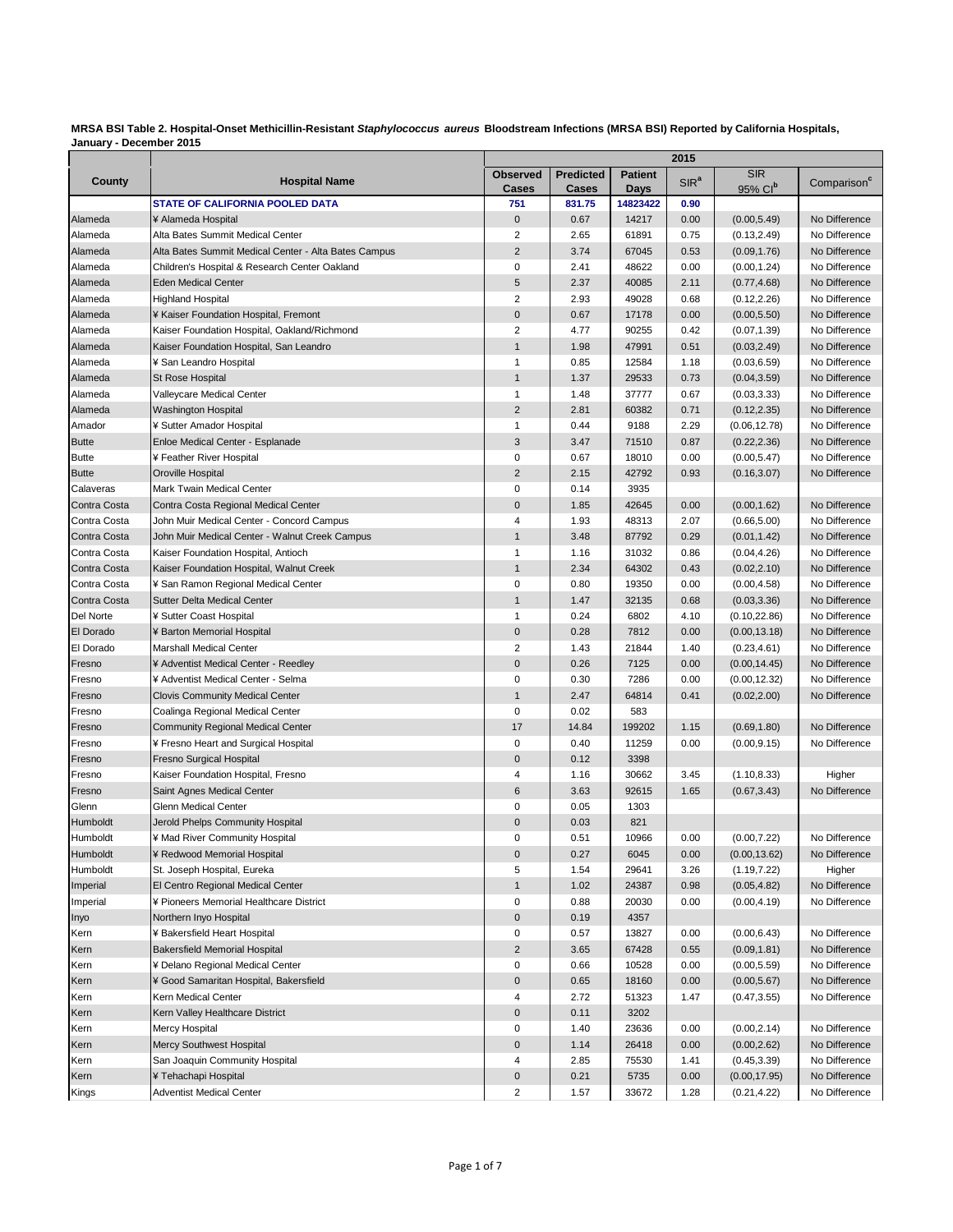**MRSA BSI Table 2. Hospital-Onset Methicillin-Resistant *Staphylococcus aureus* Bloodstream Infections (MRSA BSI) Reported by California Hospitals, January - December 2015**

| County | Hospital Name | 2015 | | | | | |
|---|---|---|---|---|---|---|---|
| | | Observed Cases | Predicted Cases | Patient Days | SIR[a] | SIR 95% CI[b] | Comparison[c] |
| | **STATE OF CALIFORNIA POOLED DATA** | **751** | **831.75** | **14823422** | **0.90** | | |
| Alameda | ¥ Alameda Hospital | 0 | 0.67 | 14217 | 0.00 | (0.00,5.49) | No Difference |
| Alameda | Alta Bates Summit Medical Center | 2 | 2.65 | 61891 | 0.75 | (0.13,2.49) | No Difference |
| Alameda | Alta Bates Summit Medical Center - Alta Bates Campus | 2 | 3.74 | 67045 | 0.53 | (0.09,1.76) | No Difference |
| Alameda | Children's Hospital & Research Center Oakland | 0 | 2.41 | 48622 | 0.00 | (0.00,1.24) | No Difference |
| Alameda | Eden Medical Center | 5 | 2.37 | 40085 | 2.11 | (0.77,4.68) | No Difference |
| Alameda | Highland Hospital | 2 | 2.93 | 49028 | 0.68 | (0.12,2.26) | No Difference |
| Alameda | ¥ Kaiser Foundation Hospital, Fremont | 0 | 0.67 | 17178 | 0.00 | (0.00,5.50) | No Difference |
| Alameda | Kaiser Foundation Hospital, Oakland/Richmond | 2 | 4.77 | 90255 | 0.42 | (0.07,1.39) | No Difference |
| Alameda | Kaiser Foundation Hospital, San Leandro | 1 | 1.98 | 47991 | 0.51 | (0.03,2.49) | No Difference |
| Alameda | ¥ San Leandro Hospital | 1 | 0.85 | 12584 | 1.18 | (0.03,6.59) | No Difference |
| Alameda | St Rose Hospital | 1 | 1.37 | 29533 | 0.73 | (0.04,3.59) | No Difference |
| Alameda | Valleycare Medical Center | 1 | 1.48 | 37777 | 0.67 | (0.03,3.33) | No Difference |
| Alameda | Washington Hospital | 2 | 2.81 | 60382 | 0.71 | (0.12,2.35) | No Difference |
| Amador | ¥ Sutter Amador Hospital | 1 | 0.44 | 9188 | 2.29 | (0.06,12.78) | No Difference |
| Butte | Enloe Medical Center - Esplanade | 3 | 3.47 | 71510 | 0.87 | (0.22,2.36) | No Difference |
| Butte | ¥ Feather River Hospital | 0 | 0.67 | 18010 | 0.00 | (0.00,5.47) | No Difference |
| Butte | Oroville Hospital | 2 | 2.15 | 42792 | 0.93 | (0.16,3.07) | No Difference |
| Calaveras | Mark Twain Medical Center | 0 | 0.14 | 3935 | | | |
| Contra Costa | Contra Costa Regional Medical Center | 0 | 1.85 | 42645 | 0.00 | (0.00,1.62) | No Difference |
| Contra Costa | John Muir Medical Center - Concord Campus | 4 | 1.93 | 48313 | 2.07 | (0.66,5.00) | No Difference |
| Contra Costa | John Muir Medical Center - Walnut Creek Campus | 1 | 3.48 | 87792 | 0.29 | (0.01,1.42) | No Difference |
| Contra Costa | Kaiser Foundation Hospital, Antioch | 1 | 1.16 | 31032 | 0.86 | (0.04,4.26) | No Difference |
| Contra Costa | Kaiser Foundation Hospital, Walnut Creek | 1 | 2.34 | 64302 | 0.43 | (0.02,2.10) | No Difference |
| Contra Costa | ¥ San Ramon Regional Medical Center | 0 | 0.80 | 19350 | 0.00 | (0.00,4.58) | No Difference |
| Contra Costa | Sutter Delta Medical Center | 1 | 1.47 | 32135 | 0.68 | (0.03,3.36) | No Difference |
| Del Norte | ¥ Sutter Coast Hospital | 1 | 0.24 | 6802 | 4.10 | (0.10,22.86) | No Difference |
| El Dorado | ¥ Barton Memorial Hospital | 0 | 0.28 | 7812 | 0.00 | (0.00,13.18) | No Difference |
| El Dorado | Marshall Medical Center | 2 | 1.43 | 21844 | 1.40 | (0.23,4.61) | No Difference |
| Fresno | ¥ Adventist Medical Center - Reedley | 0 | 0.26 | 7125 | 0.00 | (0.00,14.45) | No Difference |
| Fresno | ¥ Adventist Medical Center - Selma | 0 | 0.30 | 7286 | 0.00 | (0.00,12.32) | No Difference |
| Fresno | Clovis Community Medical Center | 1 | 2.47 | 64814 | 0.41 | (0.02,2.00) | No Difference |
| Fresno | Coalinga Regional Medical Center | 0 | 0.02 | 583 | | | |
| Fresno | Community Regional Medical Center | 17 | 14.84 | 199202 | 1.15 | (0.69,1.80) | No Difference |
| Fresno | ¥ Fresno Heart and Surgical Hospital | 0 | 0.40 | 11259 | 0.00 | (0.00,9.15) | No Difference |
| Fresno | Fresno Surgical Hospital | 0 | 0.12 | 3398 | | | |
| Fresno | Kaiser Foundation Hospital, Fresno | 4 | 1.16 | 30662 | 3.45 | (1.10,8.33) | Higher |
| Fresno | Saint Agnes Medical Center | 6 | 3.63 | 92615 | 1.65 | (0.67,3.43) | No Difference |
| Glenn | Glenn Medical Center | 0 | 0.05 | 1303 | | | |
| Humboldt | Jerold Phelps Community Hospital | 0 | 0.03 | 821 | | | |
| Humboldt | ¥ Mad River Community Hospital | 0 | 0.51 | 10966 | 0.00 | (0.00,7.22) | No Difference |
| Humboldt | ¥ Redwood Memorial Hospital | 0 | 0.27 | 6045 | 0.00 | (0.00,13.62) | No Difference |
| Humboldt | St. Joseph Hospital, Eureka | 5 | 1.54 | 29641 | 3.26 | (1.19,7.22) | Higher |
| Imperial | El Centro Regional Medical Center | 1 | 1.02 | 24387 | 0.98 | (0.05,4.82) | No Difference |
| Imperial | ¥ Pioneers Memorial Healthcare District | 0 | 0.88 | 20030 | 0.00 | (0.00,4.19) | No Difference |
| Inyo | Northern Inyo Hospital | 0 | 0.19 | 4357 | | | |
| Kern | ¥ Bakersfield Heart Hospital | 0 | 0.57 | 13827 | 0.00 | (0.00,6.43) | No Difference |
| Kern | Bakersfield Memorial Hospital | 2 | 3.65 | 67428 | 0.55 | (0.09,1.81) | No Difference |
| Kern | ¥ Delano Regional Medical Center | 0 | 0.66 | 10528 | 0.00 | (0.00,5.59) | No Difference |
| Kern | ¥ Good Samaritan Hospital, Bakersfield | 0 | 0.65 | 18160 | 0.00 | (0.00,5.67) | No Difference |
| Kern | Kern Medical Center | 4 | 2.72 | 51323 | 1.47 | (0.47,3.55) | No Difference |
| Kern | Kern Valley Healthcare District | 0 | 0.11 | 3202 | | | |
| Kern | Mercy Hospital | 0 | 1.40 | 23636 | 0.00 | (0.00,2.14) | No Difference |
| Kern | Mercy Southwest Hospital | 0 | 1.14 | 26418 | 0.00 | (0.00,2.62) | No Difference |
| Kern | San Joaquin Community Hospital | 4 | 2.85 | 75530 | 1.41 | (0.45,3.39) | No Difference |
| Kern | ¥ Tehachapi Hospital | 0 | 0.21 | 5735 | 0.00 | (0.00,17.95) | No Difference |
| Kings | Adventist Medical Center | 2 | 1.57 | 33672 | 1.28 | (0.21,4.22) | No Difference |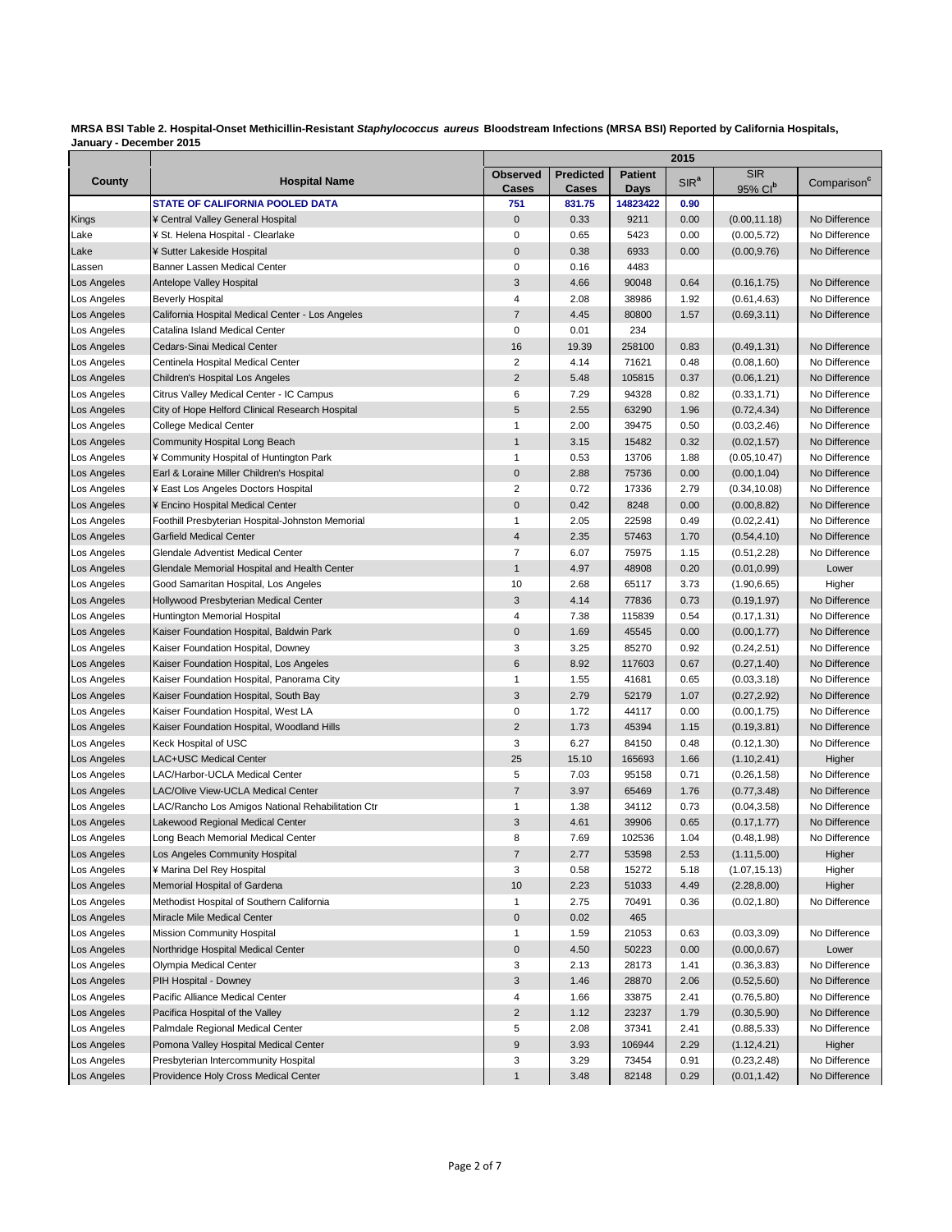**MRSA BSI Table 2. Hospital-Onset Methicillin-Resistant *Staphylococcus aureus* Bloodstream Infections (MRSA BSI) Reported by California Hospitals, January - December 2015**

| County | Hospital Name | 2015 | | | | | |
|---|---|---|---|---|---|---|---|
| | | Observed Cases | Predicted Cases | Patient Days | SIR[a] | SIR 95% CI[b] | Comparison[c] |
| | **STATE OF CALIFORNIA POOLED DATA** | **751** | **831.75** | **14823422** | **0.90** | | |
| Kings | ¥ Central Valley General Hospital | 0 | 0.33 | 9211 | 0.00 | (0.00,11.18) | No Difference |
| Lake | ¥ St. Helena Hospital - Clearlake | 0 | 0.65 | 5423 | 0.00 | (0.00,5.72) | No Difference |
| Lake | ¥ Sutter Lakeside Hospital | 0 | 0.38 | 6933 | 0.00 | (0.00,9.76) | No Difference |
| Lassen | Banner Lassen Medical Center | 0 | 0.16 | 4483 | | | |
| Los Angeles | Antelope Valley Hospital | 3 | 4.66 | 90048 | 0.64 | (0.16,1.75) | No Difference |
| Los Angeles | Beverly Hospital | 4 | 2.08 | 38986 | 1.92 | (0.61,4.63) | No Difference |
| Los Angeles | California Hospital Medical Center - Los Angeles | 7 | 4.45 | 80800 | 1.57 | (0.69,3.11) | No Difference |
| Los Angeles | Catalina Island Medical Center | 0 | 0.01 | 234 | | | |
| Los Angeles | Cedars-Sinai Medical Center | 16 | 19.39 | 258100 | 0.83 | (0.49,1.31) | No Difference |
| Los Angeles | Centinela Hospital Medical Center | 2 | 4.14 | 71621 | 0.48 | (0.08,1.60) | No Difference |
| Los Angeles | Children's Hospital Los Angeles | 2 | 5.48 | 105815 | 0.37 | (0.06,1.21) | No Difference |
| Los Angeles | Citrus Valley Medical Center - IC Campus | 6 | 7.29 | 94328 | 0.82 | (0.33,1.71) | No Difference |
| Los Angeles | City of Hope Helford Clinical Research Hospital | 5 | 2.55 | 63290 | 1.96 | (0.72,4.34) | No Difference |
| Los Angeles | College Medical Center | 1 | 2.00 | 39475 | 0.50 | (0.03,2.46) | No Difference |
| Los Angeles | Community Hospital Long Beach | 1 | 3.15 | 15482 | 0.32 | (0.02,1.57) | No Difference |
| Los Angeles | ¥ Community Hospital of Huntington Park | 1 | 0.53 | 13706 | 1.88 | (0.05,10.47) | No Difference |
| Los Angeles | Earl & Loraine Miller Children's Hospital | 0 | 2.88 | 75736 | 0.00 | (0.00,1.04) | No Difference |
| Los Angeles | ¥ East Los Angeles Doctors Hospital | 2 | 0.72 | 17336 | 2.79 | (0.34,10.08) | No Difference |
| Los Angeles | ¥ Encino Hospital Medical Center | 0 | 0.42 | 8248 | 0.00 | (0.00,8.82) | No Difference |
| Los Angeles | Foothill Presbyterian Hospital-Johnston Memorial | 1 | 2.05 | 22598 | 0.49 | (0.02,2.41) | No Difference |
| Los Angeles | Garfield Medical Center | 4 | 2.35 | 57463 | 1.70 | (0.54,4.10) | No Difference |
| Los Angeles | Glendale Adventist Medical Center | 7 | 6.07 | 75975 | 1.15 | (0.51,2.28) | No Difference |
| Los Angeles | Glendale Memorial Hospital and Health Center | 1 | 4.97 | 48908 | 0.20 | (0.01,0.99) | Lower |
| Los Angeles | Good Samaritan Hospital, Los Angeles | 10 | 2.68 | 65117 | 3.73 | (1.90,6.65) | Higher |
| Los Angeles | Hollywood Presbyterian Medical Center | 3 | 4.14 | 77836 | 0.73 | (0.19,1.97) | No Difference |
| Los Angeles | Huntington Memorial Hospital | 4 | 7.38 | 115839 | 0.54 | (0.17,1.31) | No Difference |
| Los Angeles | Kaiser Foundation Hospital, Baldwin Park | 0 | 1.69 | 45545 | 0.00 | (0.00,1.77) | No Difference |
| Los Angeles | Kaiser Foundation Hospital, Downey | 3 | 3.25 | 85270 | 0.92 | (0.24,2.51) | No Difference |
| Los Angeles | Kaiser Foundation Hospital, Los Angeles | 6 | 8.92 | 117603 | 0.67 | (0.27,1.40) | No Difference |
| Los Angeles | Kaiser Foundation Hospital, Panorama City | 1 | 1.55 | 41681 | 0.65 | (0.03,3.18) | No Difference |
| Los Angeles | Kaiser Foundation Hospital, South Bay | 3 | 2.79 | 52179 | 1.07 | (0.27,2.92) | No Difference |
| Los Angeles | Kaiser Foundation Hospital, West LA | 0 | 1.72 | 44117 | 0.00 | (0.00,1.75) | No Difference |
| Los Angeles | Kaiser Foundation Hospital, Woodland Hills | 2 | 1.73 | 45394 | 1.15 | (0.19,3.81) | No Difference |
| Los Angeles | Keck Hospital of USC | 3 | 6.27 | 84150 | 0.48 | (0.12,1.30) | No Difference |
| Los Angeles | LAC+USC Medical Center | 25 | 15.10 | 165693 | 1.66 | (1.10,2.41) | Higher |
| Los Angeles | LAC/Harbor-UCLA Medical Center | 5 | 7.03 | 95158 | 0.71 | (0.26,1.58) | No Difference |
| Los Angeles | LAC/Olive View-UCLA Medical Center | 7 | 3.97 | 65469 | 1.76 | (0.77,3.48) | No Difference |
| Los Angeles | LAC/Rancho Los Amigos National Rehabilitation Ctr | 1 | 1.38 | 34112 | 0.73 | (0.04,3.58) | No Difference |
| Los Angeles | Lakewood Regional Medical Center | 3 | 4.61 | 39906 | 0.65 | (0.17,1.77) | No Difference |
| Los Angeles | Long Beach Memorial Medical Center | 8 | 7.69 | 102536 | 1.04 | (0.48,1.98) | No Difference |
| Los Angeles | Los Angeles Community Hospital | 7 | 2.77 | 53598 | 2.53 | (1.11,5.00) | Higher |
| Los Angeles | ¥ Marina Del Rey Hospital | 3 | 0.58 | 15272 | 5.18 | (1.07,15.13) | Higher |
| Los Angeles | Memorial Hospital of Gardena | 10 | 2.23 | 51033 | 4.49 | (2.28,8.00) | Higher |
| Los Angeles | Methodist Hospital of Southern California | 1 | 2.75 | 70491 | 0.36 | (0.02,1.80) | No Difference |
| Los Angeles | Miracle Mile Medical Center | 0 | 0.02 | 465 | | | |
| Los Angeles | Mission Community Hospital | 1 | 1.59 | 21053 | 0.63 | (0.03,3.09) | No Difference |
| Los Angeles | Northridge Hospital Medical Center | 0 | 4.50 | 50223 | 0.00 | (0.00,0.67) | Lower |
| Los Angeles | Olympia Medical Center | 3 | 2.13 | 28173 | 1.41 | (0.36,3.83) | No Difference |
| Los Angeles | PIH Hospital - Downey | 3 | 1.46 | 28870 | 2.06 | (0.52,5.60) | No Difference |
| Los Angeles | Pacific Alliance Medical Center | 4 | 1.66 | 33875 | 2.41 | (0.76,5.80) | No Difference |
| Los Angeles | Pacifica Hospital of the Valley | 2 | 1.12 | 23237 | 1.79 | (0.30,5.90) | No Difference |
| Los Angeles | Palmdale Regional Medical Center | 5 | 2.08 | 37341 | 2.41 | (0.88,5.33) | No Difference |
| Los Angeles | Pomona Valley Hospital Medical Center | 9 | 3.93 | 106944 | 2.29 | (1.12,4.21) | Higher |
| Los Angeles | Presbyterian Intercommunity Hospital | 3 | 3.29 | 73454 | 0.91 | (0.23,2.48) | No Difference |
| Los Angeles | Providence Holy Cross Medical Center | 1 | 3.48 | 82148 | 0.29 | (0.01,1.42) | No Difference |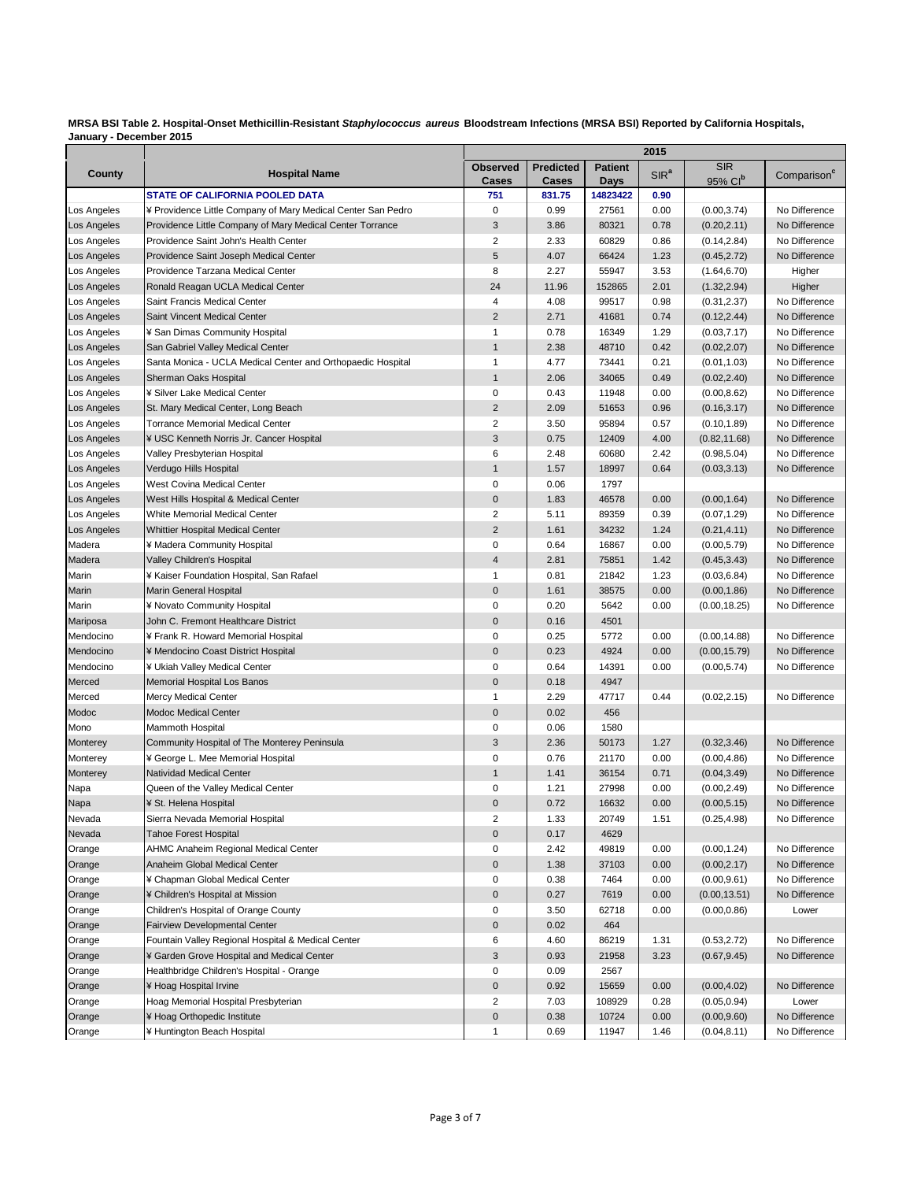**MRSA BSI Table 2. Hospital-Onset Methicillin-Resistant *Staphylococcus aureus* Bloodstream Infections (MRSA BSI) Reported by California Hospitals, January - December 2015**

| County | Hospital Name | 2015 | | | | | |
|---|---|---|---|---|---|---|---|
| | | Observed Cases | Predicted Cases | Patient Days | SIR[a] | SIR 95% CI[b] | Comparison[c] |
| | **STATE OF CALIFORNIA POOLED DATA** | **751** | **831.75** | **14823422** | **0.90** | | |
| Los Angeles | ¥ Providence Little Company of Mary Medical Center San Pedro | 0 | 0.99 | 27561 | 0.00 | (0.00,3.74) | No Difference |
| Los Angeles | Providence Little Company of Mary Medical Center Torrance | 3 | 3.86 | 80321 | 0.78 | (0.20,2.11) | No Difference |
| Los Angeles | Providence Saint John's Health Center | 2 | 2.33 | 60829 | 0.86 | (0.14,2.84) | No Difference |
| Los Angeles | Providence Saint Joseph Medical Center | 5 | 4.07 | 66424 | 1.23 | (0.45,2.72) | No Difference |
| Los Angeles | Providence Tarzana Medical Center | 8 | 2.27 | 55947 | 3.53 | (1.64,6.70) | Higher |
| Los Angeles | Ronald Reagan UCLA Medical Center | 24 | 11.96 | 152865 | 2.01 | (1.32,2.94) | Higher |
| Los Angeles | Saint Francis Medical Center | 4 | 4.08 | 99517 | 0.98 | (0.31,2.37) | No Difference |
| Los Angeles | Saint Vincent Medical Center | 2 | 2.71 | 41681 | 0.74 | (0.12,2.44) | No Difference |
| Los Angeles | ¥ San Dimas Community Hospital | 1 | 0.78 | 16349 | 1.29 | (0.03,7.17) | No Difference |
| Los Angeles | San Gabriel Valley Medical Center | 1 | 2.38 | 48710 | 0.42 | (0.02,2.07) | No Difference |
| Los Angeles | Santa Monica - UCLA Medical Center and Orthopaedic Hospital | 1 | 4.77 | 73441 | 0.21 | (0.01,1.03) | No Difference |
| Los Angeles | Sherman Oaks Hospital | 1 | 2.06 | 34065 | 0.49 | (0.02,2.40) | No Difference |
| Los Angeles | ¥ Silver Lake Medical Center | 0 | 0.43 | 11948 | 0.00 | (0.00,8.62) | No Difference |
| Los Angeles | St. Mary Medical Center, Long Beach | 2 | 2.09 | 51653 | 0.96 | (0.16,3.17) | No Difference |
| Los Angeles | Torrance Memorial Medical Center | 2 | 3.50 | 95894 | 0.57 | (0.10,1.89) | No Difference |
| Los Angeles | ¥ USC Kenneth Norris Jr. Cancer Hospital | 3 | 0.75 | 12409 | 4.00 | (0.82,11.68) | No Difference |
| Los Angeles | Valley Presbyterian Hospital | 6 | 2.48 | 60680 | 2.42 | (0.98,5.04) | No Difference |
| Los Angeles | Verdugo Hills Hospital | 1 | 1.57 | 18997 | 0.64 | (0.03,3.13) | No Difference |
| Los Angeles | West Covina Medical Center | 0 | 0.06 | 1797 | | | |
| Los Angeles | West Hills Hospital & Medical Center | 0 | 1.83 | 46578 | 0.00 | (0.00,1.64) | No Difference |
| Los Angeles | White Memorial Medical Center | 2 | 5.11 | 89359 | 0.39 | (0.07,1.29) | No Difference |
| Los Angeles | Whittier Hospital Medical Center | 2 | 1.61 | 34232 | 1.24 | (0.21,4.11) | No Difference |
| Madera | ¥ Madera Community Hospital | 0 | 0.64 | 16867 | 0.00 | (0.00,5.79) | No Difference |
| Madera | Valley Children's Hospital | 4 | 2.81 | 75851 | 1.42 | (0.45,3.43) | No Difference |
| Marin | ¥ Kaiser Foundation Hospital, San Rafael | 1 | 0.81 | 21842 | 1.23 | (0.03,6.84) | No Difference |
| Marin | Marin General Hospital | 0 | 1.61 | 38575 | 0.00 | (0.00,1.86) | No Difference |
| Marin | ¥ Novato Community Hospital | 0 | 0.20 | 5642 | 0.00 | (0.00,18.25) | No Difference |
| Mariposa | John C. Fremont Healthcare District | 0 | 0.16 | 4501 | | | |
| Mendocino | ¥ Frank R. Howard Memorial Hospital | 0 | 0.25 | 5772 | 0.00 | (0.00,14.88) | No Difference |
| Mendocino | ¥ Mendocino Coast District Hospital | 0 | 0.23 | 4924 | 0.00 | (0.00,15.79) | No Difference |
| Mendocino | ¥ Ukiah Valley Medical Center | 0 | 0.64 | 14391 | 0.00 | (0.00,5.74) | No Difference |
| Merced | Memorial Hospital Los Banos | 0 | 0.18 | 4947 | | | |
| Merced | Mercy Medical Center | 1 | 2.29 | 47717 | 0.44 | (0.02,2.15) | No Difference |
| Modoc | Modoc Medical Center | 0 | 0.02 | 456 | | | |
| Mono | Mammoth Hospital | 0 | 0.06 | 1580 | | | |
| Monterey | Community Hospital of The Monterey Peninsula | 3 | 2.36 | 50173 | 1.27 | (0.32,3.46) | No Difference |
| Monterey | ¥ George L. Mee Memorial Hospital | 0 | 0.76 | 21170 | 0.00 | (0.00,4.86) | No Difference |
| Monterey | Natividad Medical Center | 1 | 1.41 | 36154 | 0.71 | (0.04,3.49) | No Difference |
| Napa | Queen of the Valley Medical Center | 0 | 1.21 | 27998 | 0.00 | (0.00,2.49) | No Difference |
| Napa | ¥ St. Helena Hospital | 0 | 0.72 | 16632 | 0.00 | (0.00,5.15) | No Difference |
| Nevada | Sierra Nevada Memorial Hospital | 2 | 1.33 | 20749 | 1.51 | (0.25,4.98) | No Difference |
| Nevada | Tahoe Forest Hospital | 0 | 0.17 | 4629 | | | |
| Orange | AHMC Anaheim Regional Medical Center | 0 | 2.42 | 49819 | 0.00 | (0.00,1.24) | No Difference |
| Orange | Anaheim Global Medical Center | 0 | 1.38 | 37103 | 0.00 | (0.00,2.17) | No Difference |
| Orange | ¥ Chapman Global Medical Center | 0 | 0.38 | 7464 | 0.00 | (0.00,9.61) | No Difference |
| Orange | ¥ Children's Hospital at Mission | 0 | 0.27 | 7619 | 0.00 | (0.00,13.51) | No Difference |
| Orange | Children's Hospital of Orange County | 0 | 3.50 | 62718 | 0.00 | (0.00,0.86) | Lower |
| Orange | Fairview Developmental Center | 0 | 0.02 | 464 | | | |
| Orange | Fountain Valley Regional Hospital & Medical Center | 6 | 4.60 | 86219 | 1.31 | (0.53,2.72) | No Difference |
| Orange | ¥ Garden Grove Hospital and Medical Center | 3 | 0.93 | 21958 | 3.23 | (0.67,9.45) | No Difference |
| Orange | Healthbridge Children's Hospital - Orange | 0 | 0.09 | 2567 | | | |
| Orange | ¥ Hoag Hospital Irvine | 0 | 0.92 | 15659 | 0.00 | (0.00,4.02) | No Difference |
| Orange | Hoag Memorial Hospital Presbyterian | 2 | 7.03 | 108929 | 0.28 | (0.05,0.94) | Lower |
| Orange | ¥ Hoag Orthopedic Institute | 0 | 0.38 | 10724 | 0.00 | (0.00,9.60) | No Difference |
| Orange | ¥ Huntington Beach Hospital | 1 | 0.69 | 11947 | 1.46 | (0.04,8.11) | No Difference |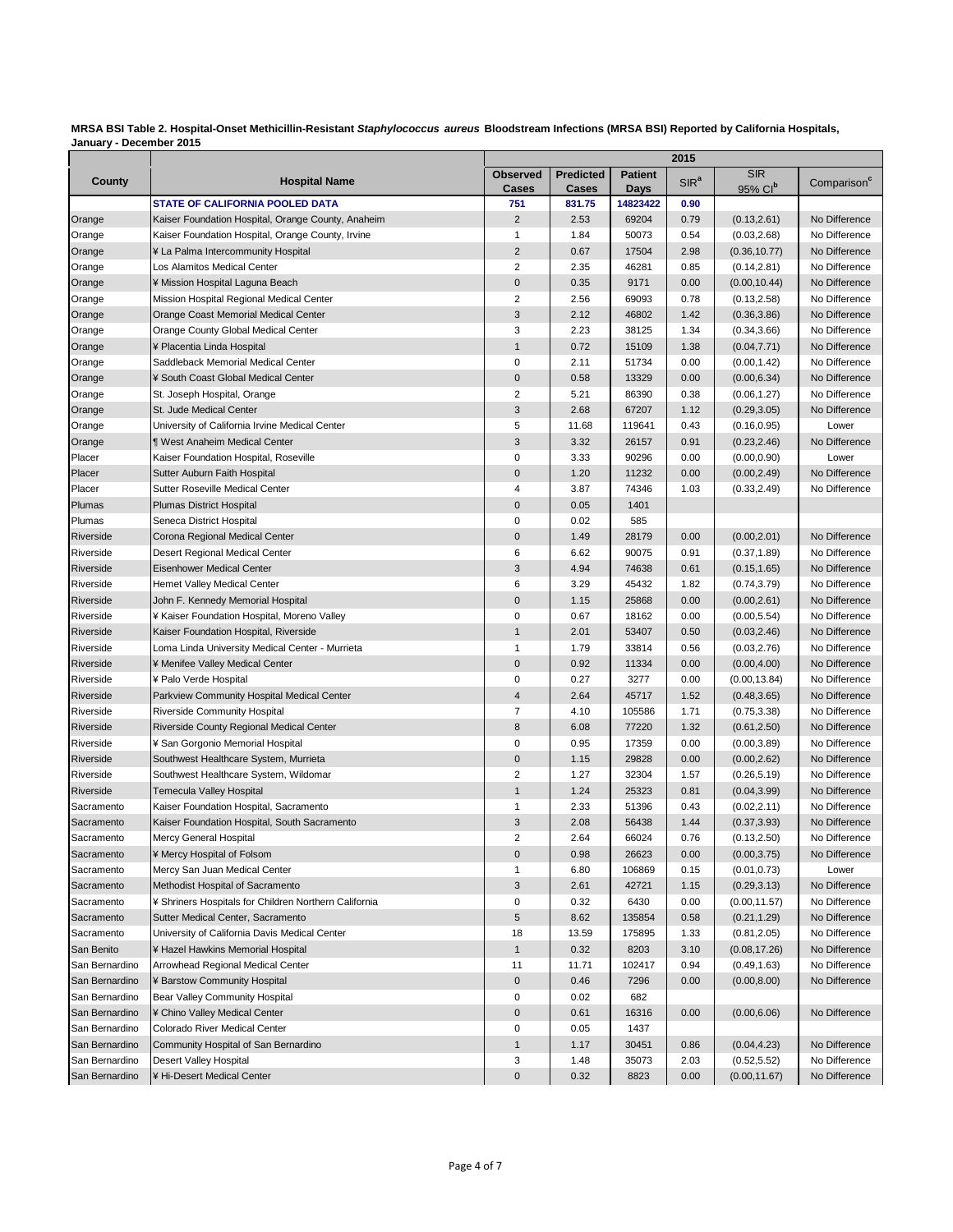**MRSA BSI Table 2. Hospital-Onset Methicillin-Resistant *Staphylococcus aureus* Bloodstream Infections (MRSA BSI) Reported by California Hospitals, January - December 2015**

| County | Hospital Name | 2015 | | | | | |
|---|---|---|---|---|---|---|---|
| | | Observed Cases | Predicted Cases | Patient Days | SIR[a] | SIR 95% CI[b] | Comparison[c] |
| | **STATE OF CALIFORNIA POOLED DATA** | **751** | **831.75** | **14823422** | **0.90** | | |
| Orange | Kaiser Foundation Hospital, Orange County, Anaheim | 2 | 2.53 | 69204 | 0.79 | (0.13,2.61) | No Difference |
| Orange | Kaiser Foundation Hospital, Orange County, Irvine | 1 | 1.84 | 50073 | 0.54 | (0.03,2.68) | No Difference |
| Orange | ¥ La Palma Intercommunity Hospital | 2 | 0.67 | 17504 | 2.98 | (0.36,10.77) | No Difference |
| Orange | Los Alamitos Medical Center | 2 | 2.35 | 46281 | 0.85 | (0.14,2.81) | No Difference |
| Orange | ¥ Mission Hospital Laguna Beach | 0 | 0.35 | 9171 | 0.00 | (0.00,10.44) | No Difference |
| Orange | Mission Hospital Regional Medical Center | 2 | 2.56 | 69093 | 0.78 | (0.13,2.58) | No Difference |
| Orange | Orange Coast Memorial Medical Center | 3 | 2.12 | 46802 | 1.42 | (0.36,3.86) | No Difference |
| Orange | Orange County Global Medical Center | 3 | 2.23 | 38125 | 1.34 | (0.34,3.66) | No Difference |
| Orange | ¥ Placentia Linda Hospital | 1 | 0.72 | 15109 | 1.38 | (0.04,7.71) | No Difference |
| Orange | Saddleback Memorial Medical Center | 0 | 2.11 | 51734 | 0.00 | (0.00,1.42) | No Difference |
| Orange | ¥ South Coast Global Medical Center | 0 | 0.58 | 13329 | 0.00 | (0.00,6.34) | No Difference |
| Orange | St. Joseph Hospital, Orange | 2 | 5.21 | 86390 | 0.38 | (0.06,1.27) | No Difference |
| Orange | St. Jude Medical Center | 3 | 2.68 | 67207 | 1.12 | (0.29,3.05) | No Difference |
| Orange | University of California Irvine Medical Center | 5 | 11.68 | 119641 | 0.43 | (0.16,0.95) | Lower |
| Orange | ¶ West Anaheim Medical Center | 3 | 3.32 | 26157 | 0.91 | (0.23,2.46) | No Difference |
| Placer | Kaiser Foundation Hospital, Roseville | 0 | 3.33 | 90296 | 0.00 | (0.00,0.90) | Lower |
| Placer | Sutter Auburn Faith Hospital | 0 | 1.20 | 11232 | 0.00 | (0.00,2.49) | No Difference |
| Placer | Sutter Roseville Medical Center | 4 | 3.87 | 74346 | 1.03 | (0.33,2.49) | No Difference |
| Plumas | Plumas District Hospital | 0 | 0.05 | 1401 | | | |
| Plumas | Seneca District Hospital | 0 | 0.02 | 585 | | | |
| Riverside | Corona Regional Medical Center | 0 | 1.49 | 28179 | 0.00 | (0.00,2.01) | No Difference |
| Riverside | Desert Regional Medical Center | 6 | 6.62 | 90075 | 0.91 | (0.37,1.89) | No Difference |
| Riverside | Eisenhower Medical Center | 3 | 4.94 | 74638 | 0.61 | (0.15,1.65) | No Difference |
| Riverside | Hemet Valley Medical Center | 6 | 3.29 | 45432 | 1.82 | (0.74,3.79) | No Difference |
| Riverside | John F. Kennedy Memorial Hospital | 0 | 1.15 | 25868 | 0.00 | (0.00,2.61) | No Difference |
| Riverside | ¥ Kaiser Foundation Hospital, Moreno Valley | 0 | 0.67 | 18162 | 0.00 | (0.00,5.54) | No Difference |
| Riverside | Kaiser Foundation Hospital, Riverside | 1 | 2.01 | 53407 | 0.50 | (0.03,2.46) | No Difference |
| Riverside | Loma Linda University Medical Center - Murrieta | 1 | 1.79 | 33814 | 0.56 | (0.03,2.76) | No Difference |
| Riverside | ¥ Menifee Valley Medical Center | 0 | 0.92 | 11334 | 0.00 | (0.00,4.00) | No Difference |
| Riverside | ¥ Palo Verde Hospital | 0 | 0.27 | 3277 | 0.00 | (0.00,13.84) | No Difference |
| Riverside | Parkview Community Hospital Medical Center | 4 | 2.64 | 45717 | 1.52 | (0.48,3.65) | No Difference |
| Riverside | Riverside Community Hospital | 7 | 4.10 | 105586 | 1.71 | (0.75,3.38) | No Difference |
| Riverside | Riverside County Regional Medical Center | 8 | 6.08 | 77220 | 1.32 | (0.61,2.50) | No Difference |
| Riverside | ¥ San Gorgonio Memorial Hospital | 0 | 0.95 | 17359 | 0.00 | (0.00,3.89) | No Difference |
| Riverside | Southwest Healthcare System, Murrieta | 0 | 1.15 | 29828 | 0.00 | (0.00,2.62) | No Difference |
| Riverside | Southwest Healthcare System, Wildomar | 2 | 1.27 | 32304 | 1.57 | (0.26,5.19) | No Difference |
| Riverside | Temecula Valley Hospital | 1 | 1.24 | 25323 | 0.81 | (0.04,3.99) | No Difference |
| Sacramento | Kaiser Foundation Hospital, Sacramento | 1 | 2.33 | 51396 | 0.43 | (0.02,2.11) | No Difference |
| Sacramento | Kaiser Foundation Hospital, South Sacramento | 3 | 2.08 | 56438 | 1.44 | (0.37,3.93) | No Difference |
| Sacramento | Mercy General Hospital | 2 | 2.64 | 66024 | 0.76 | (0.13,2.50) | No Difference |
| Sacramento | ¥ Mercy Hospital of Folsom | 0 | 0.98 | 26623 | 0.00 | (0.00,3.75) | No Difference |
| Sacramento | Mercy San Juan Medical Center | 1 | 6.80 | 106869 | 0.15 | (0.01,0.73) | Lower |
| Sacramento | Methodist Hospital of Sacramento | 3 | 2.61 | 42721 | 1.15 | (0.29,3.13) | No Difference |
| Sacramento | ¥ Shriners Hospitals for Children Northern California | 0 | 0.32 | 6430 | 0.00 | (0.00,11.57) | No Difference |
| Sacramento | Sutter Medical Center, Sacramento | 5 | 8.62 | 135854 | 0.58 | (0.21,1.29) | No Difference |
| Sacramento | University of California Davis Medical Center | 18 | 13.59 | 175895 | 1.33 | (0.81,2.05) | No Difference |
| San Benito | ¥ Hazel Hawkins Memorial Hospital | 1 | 0.32 | 8203 | 3.10 | (0.08,17.26) | No Difference |
| San Bernardino | Arrowhead Regional Medical Center | 11 | 11.71 | 102417 | 0.94 | (0.49,1.63) | No Difference |
| San Bernardino | ¥ Barstow Community Hospital | 0 | 0.46 | 7296 | 0.00 | (0.00,8.00) | No Difference |
| San Bernardino | Bear Valley Community Hospital | 0 | 0.02 | 682 | | | |
| San Bernardino | ¥ Chino Valley Medical Center | 0 | 0.61 | 16316 | 0.00 | (0.00,6.06) | No Difference |
| San Bernardino | Colorado River Medical Center | 0 | 0.05 | 1437 | | | |
| San Bernardino | Community Hospital of San Bernardino | 1 | 1.17 | 30451 | 0.86 | (0.04,4.23) | No Difference |
| San Bernardino | Desert Valley Hospital | 3 | 1.48 | 35073 | 2.03 | (0.52,5.52) | No Difference |
| San Bernardino | ¥ Hi-Desert Medical Center | 0 | 0.32 | 8823 | 0.00 | (0.00,11.67) | No Difference |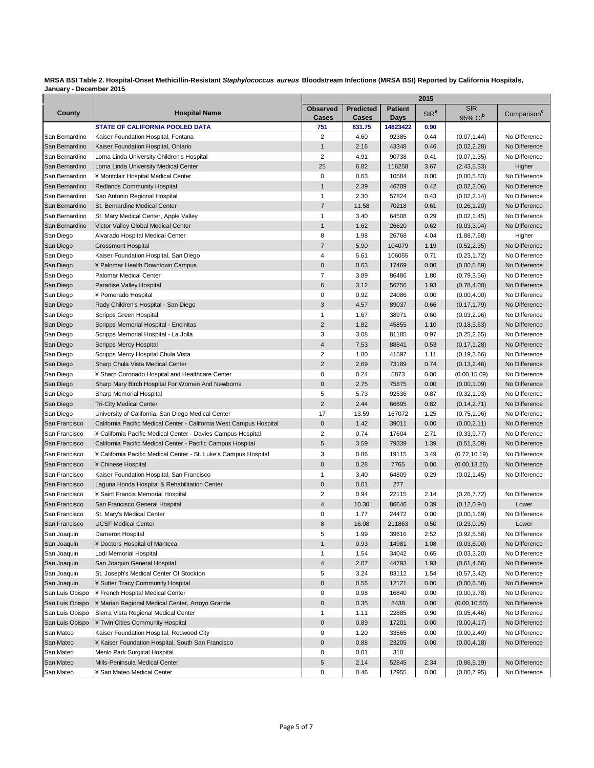**MRSA BSI Table 2. Hospital-Onset Methicillin-Resistant *Staphylococcus aureus* Bloodstream Infections (MRSA BSI) Reported by California Hospitals, January - December 2015**

| County | Hospital Name | 2015 | | | | | |
|---|---|---|---|---|---|---|---|
| | | Observed Cases | Predicted Cases | Patient Days | SIR[a] | SIR 95% CI[b] | Comparison[c] |
| | **STATE OF CALIFORNIA POOLED DATA** | **751** | **831.75** | **14823422** | **0.90** | | |
| San Bernardino | Kaiser Foundation Hospital, Fontana | 2 | 4.60 | 92385 | 0.44 | (0.07,1.44) | No Difference |
| San Bernardino | Kaiser Foundation Hospital, Ontario | 1 | 2.16 | 43348 | 0.46 | (0.02,2.28) | No Difference |
| San Bernardino | Loma Linda University Children's Hospital | 2 | 4.91 | 90738 | 0.41 | (0.07,1.35) | No Difference |
| San Bernardino | Loma Linda University Medical Center | 25 | 6.82 | 116258 | 3.67 | (2.43,5.33) | Higher |
| San Bernardino | ¥ Montclair Hospital Medical Center | 0 | 0.63 | 10584 | 0.00 | (0.00,5.83) | No Difference |
| San Bernardino | Redlands Community Hospital | 1 | 2.39 | 46709 | 0.42 | (0.02,2.06) | No Difference |
| San Bernardino | San Antonio Regional Hospital | 1 | 2.30 | 57824 | 0.43 | (0.02,2.14) | No Difference |
| San Bernardino | St. Bernardine Medical Center | 7 | 11.58 | 70218 | 0.61 | (0.26,1.20) | No Difference |
| San Bernardino | St. Mary Medical Center, Apple Valley | 1 | 3.40 | 64508 | 0.29 | (0.02,1.45) | No Difference |
| San Bernardino | Victor Valley Global Medical Center | 1 | 1.62 | 26620 | 0.62 | (0.03,3.04) | No Difference |
| San Diego | Alvarado Hospital Medical Center | 8 | 1.98 | 26768 | 4.04 | (1.88,7.68) | Higher |
| San Diego | Grossmont Hospital | 7 | 5.90 | 104079 | 1.19 | (0.52,2.35) | No Difference |
| San Diego | Kaiser Foundation Hospital, San Diego | 4 | 5.61 | 106055 | 0.71 | (0.23,1.72) | No Difference |
| San Diego | ¥ Palomar Health Downtown Campus | 0 | 0.63 | 17469 | 0.00 | (0.00,5.89) | No Difference |
| San Diego | Palomar Medical Center | 7 | 3.89 | 86486 | 1.80 | (0.79,3.56) | No Difference |
| San Diego | Paradise Valley Hospital | 6 | 3.12 | 56756 | 1.93 | (0.78,4.00) | No Difference |
| San Diego | ¥ Pomerado Hospital | 0 | 0.92 | 24086 | 0.00 | (0.00,4.00) | No Difference |
| San Diego | Rady Children's Hospital - San Diego | 3 | 4.57 | 89037 | 0.66 | (0.17,1.79) | No Difference |
| San Diego | Scripps Green Hospital | 1 | 1.67 | 38971 | 0.60 | (0.03,2.96) | No Difference |
| San Diego | Scripps Memorial Hospital - Encinitas | 2 | 1.82 | 45855 | 1.10 | (0.18,3.63) | No Difference |
| San Diego | Scripps Memorial Hospital - La Jolla | 3 | 3.08 | 81185 | 0.97 | (0.25,2.65) | No Difference |
| San Diego | Scripps Mercy Hospital | 4 | 7.53 | 88841 | 0.53 | (0.17,1.28) | No Difference |
| San Diego | Scripps Mercy Hospital Chula Vista | 2 | 1.80 | 41597 | 1.11 | (0.19,3.66) | No Difference |
| San Diego | Sharp Chula Vista Medical Center | 2 | 2.69 | 73189 | 0.74 | (0.13,2.46) | No Difference |
| San Diego | ¥ Sharp Coronado Hospital and Healthcare Center | 0 | 0.24 | 5873 | 0.00 | (0.00,15.09) | No Difference |
| San Diego | Sharp Mary Birch Hospital For Women And Newborns | 0 | 2.75 | 75875 | 0.00 | (0.00,1.09) | No Difference |
| San Diego | Sharp Memorial Hospital | 5 | 5.73 | 92536 | 0.87 | (0.32,1.93) | No Difference |
| San Diego | Tri-City Medical Center | 2 | 2.44 | 66895 | 0.82 | (0.14,2.71) | No Difference |
| San Diego | University of California, San Diego Medical Center | 17 | 13.59 | 167072 | 1.25 | (0.75,1.96) | No Difference |
| San Francisco | California Pacific Medical Center - California West Campus Hospital | 0 | 1.42 | 39011 | 0.00 | (0.00,2.11) | No Difference |
| San Francisco | ¥ California Pacific Medical Center - Davies Campus Hospital | 2 | 0.74 | 17604 | 2.71 | (0.33,9.77) | No Difference |
| San Francisco | California Pacific Medical Center - Pacific Campus Hospital | 5 | 3.59 | 79339 | 1.39 | (0.51,3.09) | No Difference |
| San Francisco | ¥ California Pacific Medical Center - St. Luke's Campus Hospital | 3 | 0.86 | 19115 | 3.49 | (0.72,10.19) | No Difference |
| San Francisco | ¥ Chinese Hospital | 0 | 0.28 | 7765 | 0.00 | (0.00,13.26) | No Difference |
| San Francisco | Kaiser Foundation Hospital, San Francisco | 1 | 3.40 | 64809 | 0.29 | (0.02,1.45) | No Difference |
| San Francisco | Laguna Honda Hospital & Rehabilitation Center | 0 | 0.01 | 277 | | | |
| San Francisco | ¥ Saint Francis Memorial Hospital | 2 | 0.94 | 22115 | 2.14 | (0.26,7.72) | No Difference |
| San Francisco | San Francisco General Hospital | 4 | 10.30 | 86646 | 0.39 | (0.12,0.94) | Lower |
| San Francisco | St. Mary's Medical Center | 0 | 1.77 | 24472 | 0.00 | (0.00,1.69) | No Difference |
| San Francisco | UCSF Medical Center | 8 | 16.08 | 211863 | 0.50 | (0.23,0.95) | Lower |
| San Joaquin | Dameron Hospital | 5 | 1.99 | 39616 | 2.52 | (0.92,5.58) | No Difference |
| San Joaquin | ¥ Doctors Hospital of Manteca | 1 | 0.93 | 14981 | 1.08 | (0.03,6.00) | No Difference |
| San Joaquin | Lodi Memorial Hospital | 1 | 1.54 | 34042 | 0.65 | (0.03,3.20) | No Difference |
| San Joaquin | San Joaquin General Hospital | 4 | 2.07 | 44793 | 1.93 | (0.61,4.66) | No Difference |
| San Joaquin | St. Joseph's Medical Center Of Stockton | 5 | 3.24 | 83112 | 1.54 | (0.57,3.42) | No Difference |
| San Joaquin | ¥ Sutter Tracy Community Hospital | 0 | 0.56 | 12121 | 0.00 | (0.00,6.58) | No Difference |
| San Luis Obispo | ¥ French Hospital Medical Center | 0 | 0.98 | 16840 | 0.00 | (0.00,3.78) | No Difference |
| San Luis Obispo | ¥ Marian Regional Medical Center, Arroyo Grande | 0 | 0.35 | 8438 | 0.00 | (0.00,10.50) | No Difference |
| San Luis Obispo | Sierra Vista Regional Medical Center | 1 | 1.11 | 22885 | 0.90 | (0.05,4.46) | No Difference |
| San Luis Obispo | ¥ Twin Cities Community Hospital | 0 | 0.89 | 17201 | 0.00 | (0.00,4.17) | No Difference |
| San Mateo | Kaiser Foundation Hospital, Redwood City | 0 | 1.20 | 33565 | 0.00 | (0.00,2.49) | No Difference |
| San Mateo | ¥ Kaiser Foundation Hospital, South San Francisco | 0 | 0.88 | 23205 | 0.00 | (0.00,4.18) | No Difference |
| San Mateo | Menlo Park Surgical Hospital | 0 | 0.01 | 310 | | | |
| San Mateo | Mills-Peninsula Medical Center | 5 | 2.14 | 52845 | 2.34 | (0.86,5.19) | No Difference |
| San Mateo | ¥ San Mateo Medical Center | 0 | 0.46 | 12955 | 0.00 | (0.00,7.95) | No Difference |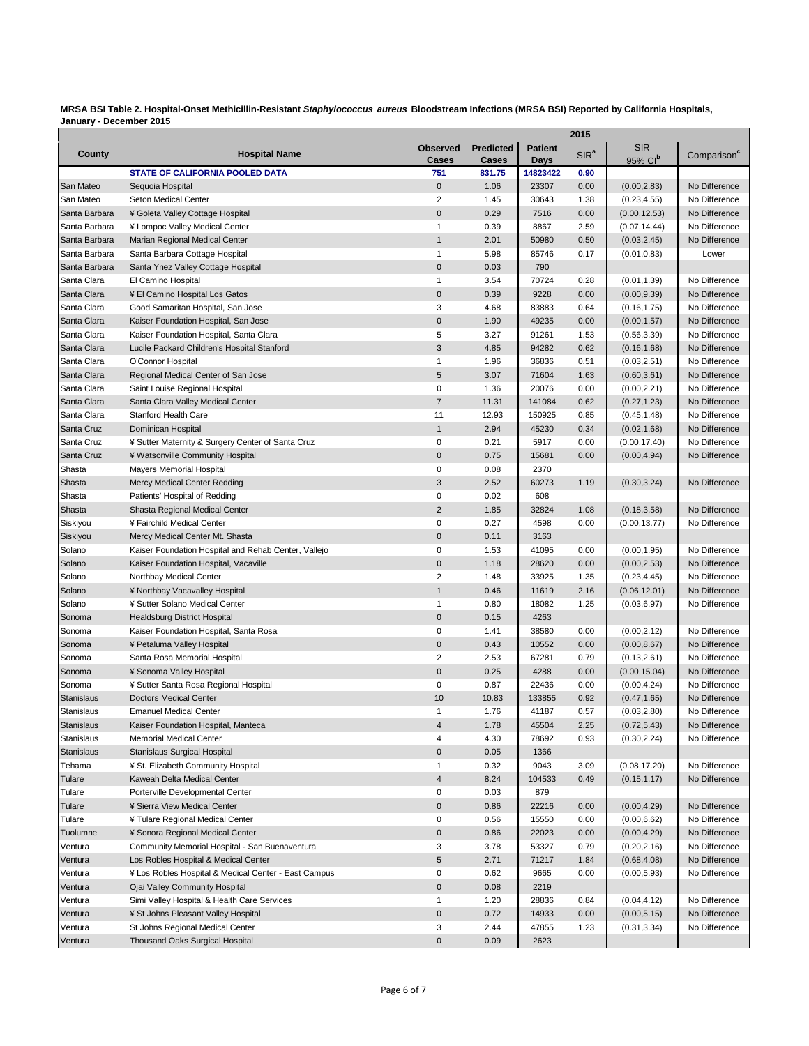**MRSA BSI Table 2. Hospital-Onset Methicillin-Resistant *Staphylococcus aureus* Bloodstream Infections (MRSA BSI) Reported by California Hospitals, January - December 2015**

| County | Hospital Name | 2015 | | | | | |
|---|---|---|---|---|---|---|---|
| | | Observed Cases | Predicted Cases | Patient Days | SIR[a] | SIR 95% CI[b] | Comparison[c] |
| | **STATE OF CALIFORNIA POOLED DATA** | **751** | **831.75** | **14823422** | **0.90** | | |
| San Mateo | Sequoia Hospital | 0 | 1.06 | 23307 | 0.00 | (0.00,2.83) | No Difference |
| San Mateo | Seton Medical Center | 2 | 1.45 | 30643 | 1.38 | (0.23,4.55) | No Difference |
| Santa Barbara | ¥ Goleta Valley Cottage Hospital | 0 | 0.29 | 7516 | 0.00 | (0.00,12.53) | No Difference |
| Santa Barbara | ¥ Lompoc Valley Medical Center | 1 | 0.39 | 8867 | 2.59 | (0.07,14.44) | No Difference |
| Santa Barbara | Marian Regional Medical Center | 1 | 2.01 | 50980 | 0.50 | (0.03,2.45) | No Difference |
| Santa Barbara | Santa Barbara Cottage Hospital | 1 | 5.98 | 85746 | 0.17 | (0.01,0.83) | Lower |
| Santa Barbara | Santa Ynez Valley Cottage Hospital | 0 | 0.03 | 790 | | | |
| Santa Clara | El Camino Hospital | 1 | 3.54 | 70724 | 0.28 | (0.01,1.39) | No Difference |
| Santa Clara | ¥ El Camino Hospital Los Gatos | 0 | 0.39 | 9228 | 0.00 | (0.00,9.39) | No Difference |
| Santa Clara | Good Samaritan Hospital, San Jose | 3 | 4.68 | 83883 | 0.64 | (0.16,1.75) | No Difference |
| Santa Clara | Kaiser Foundation Hospital, San Jose | 0 | 1.90 | 49235 | 0.00 | (0.00,1.57) | No Difference |
| Santa Clara | Kaiser Foundation Hospital, Santa Clara | 5 | 3.27 | 91261 | 1.53 | (0.56,3.39) | No Difference |
| Santa Clara | Lucile Packard Children's Hospital Stanford | 3 | 4.85 | 94282 | 0.62 | (0.16,1.68) | No Difference |
| Santa Clara | O'Connor Hospital | 1 | 1.96 | 36836 | 0.51 | (0.03,2.51) | No Difference |
| Santa Clara | Regional Medical Center of San Jose | 5 | 3.07 | 71604 | 1.63 | (0.60,3.61) | No Difference |
| Santa Clara | Saint Louise Regional Hospital | 0 | 1.36 | 20076 | 0.00 | (0.00,2.21) | No Difference |
| Santa Clara | Santa Clara Valley Medical Center | 7 | 11.31 | 141084 | 0.62 | (0.27,1.23) | No Difference |
| Santa Clara | Stanford Health Care | 11 | 12.93 | 150925 | 0.85 | (0.45,1.48) | No Difference |
| Santa Cruz | Dominican Hospital | 1 | 2.94 | 45230 | 0.34 | (0.02,1.68) | No Difference |
| Santa Cruz | ¥ Sutter Maternity & Surgery Center of Santa Cruz | 0 | 0.21 | 5917 | 0.00 | (0.00,17.40) | No Difference |
| Santa Cruz | ¥ Watsonville Community Hospital | 0 | 0.75 | 15681 | 0.00 | (0.00,4.94) | No Difference |
| Shasta | Mayers Memorial Hospital | 0 | 0.08 | 2370 | | | |
| Shasta | Mercy Medical Center Redding | 3 | 2.52 | 60273 | 1.19 | (0.30,3.24) | No Difference |
| Shasta | Patients' Hospital of Redding | 0 | 0.02 | 608 | | | |
| Shasta | Shasta Regional Medical Center | 2 | 1.85 | 32824 | 1.08 | (0.18,3.58) | No Difference |
| Siskiyou | ¥ Fairchild Medical Center | 0 | 0.27 | 4598 | 0.00 | (0.00,13.77) | No Difference |
| Siskiyou | Mercy Medical Center Mt. Shasta | 0 | 0.11 | 3163 | | | |
| Solano | Kaiser Foundation Hospital and Rehab Center, Vallejo | 0 | 1.53 | 41095 | 0.00 | (0.00,1.95) | No Difference |
| Solano | Kaiser Foundation Hospital, Vacaville | 0 | 1.18 | 28620 | 0.00 | (0.00,2.53) | No Difference |
| Solano | Northbay Medical Center | 2 | 1.48 | 33925 | 1.35 | (0.23,4.45) | No Difference |
| Solano | ¥ Northbay Vacavalley Hospital | 1 | 0.46 | 11619 | 2.16 | (0.06,12.01) | No Difference |
| Solano | ¥ Sutter Solano Medical Center | 1 | 0.80 | 18082 | 1.25 | (0.03,6.97) | No Difference |
| Sonoma | Healdsburg District Hospital | 0 | 0.15 | 4263 | | | |
| Sonoma | Kaiser Foundation Hospital, Santa Rosa | 0 | 1.41 | 38580 | 0.00 | (0.00,2.12) | No Difference |
| Sonoma | ¥ Petaluma Valley Hospital | 0 | 0.43 | 10552 | 0.00 | (0.00,8.67) | No Difference |
| Sonoma | Santa Rosa Memorial Hospital | 2 | 2.53 | 67281 | 0.79 | (0.13,2.61) | No Difference |
| Sonoma | ¥ Sonoma Valley Hospital | 0 | 0.25 | 4288 | 0.00 | (0.00,15.04) | No Difference |
| Sonoma | ¥ Sutter Santa Rosa Regional Hospital | 0 | 0.87 | 22436 | 0.00 | (0.00,4.24) | No Difference |
| Stanislaus | Doctors Medical Center | 10 | 10.83 | 133855 | 0.92 | (0.47,1.65) | No Difference |
| Stanislaus | Emanuel Medical Center | 1 | 1.76 | 41187 | 0.57 | (0.03,2.80) | No Difference |
| Stanislaus | Kaiser Foundation Hospital, Manteca | 4 | 1.78 | 45504 | 2.25 | (0.72,5.43) | No Difference |
| Stanislaus | Memorial Medical Center | 4 | 4.30 | 78692 | 0.93 | (0.30,2.24) | No Difference |
| Stanislaus | Stanislaus Surgical Hospital | 0 | 0.05 | 1366 | | | |
| Tehama | ¥ St. Elizabeth Community Hospital | 1 | 0.32 | 9043 | 3.09 | (0.08,17.20) | No Difference |
| Tulare | Kaweah Delta Medical Center | 4 | 8.24 | 104533 | 0.49 | (0.15,1.17) | No Difference |
| Tulare | Porterville Developmental Center | 0 | 0.03 | 879 | | | |
| Tulare | ¥ Sierra View Medical Center | 0 | 0.86 | 22216 | 0.00 | (0.00,4.29) | No Difference |
| Tulare | ¥ Tulare Regional Medical Center | 0 | 0.56 | 15550 | 0.00 | (0.00,6.62) | No Difference |
| Tuolumne | ¥ Sonora Regional Medical Center | 0 | 0.86 | 22023 | 0.00 | (0.00,4.29) | No Difference |
| Ventura | Community Memorial Hospital - San Buenaventura | 3 | 3.78 | 53327 | 0.79 | (0.20,2.16) | No Difference |
| Ventura | Los Robles Hospital & Medical Center | 5 | 2.71 | 71217 | 1.84 | (0.68,4.08) | No Difference |
| Ventura | ¥ Los Robles Hospital & Medical Center - East Campus | 0 | 0.62 | 9665 | 0.00 | (0.00,5.93) | No Difference |
| Ventura | Ojai Valley Community Hospital | 0 | 0.08 | 2219 | | | |
| Ventura | Simi Valley Hospital & Health Care Services | 1 | 1.20 | 28836 | 0.84 | (0.04,4.12) | No Difference |
| Ventura | ¥ St Johns Pleasant Valley Hospital | 0 | 0.72 | 14933 | 0.00 | (0.00,5.15) | No Difference |
| Ventura | St Johns Regional Medical Center | 3 | 2.44 | 47855 | 1.23 | (0.31,3.34) | No Difference |
| Ventura | Thousand Oaks Surgical Hospital | 0 | 0.09 | 2623 | | | |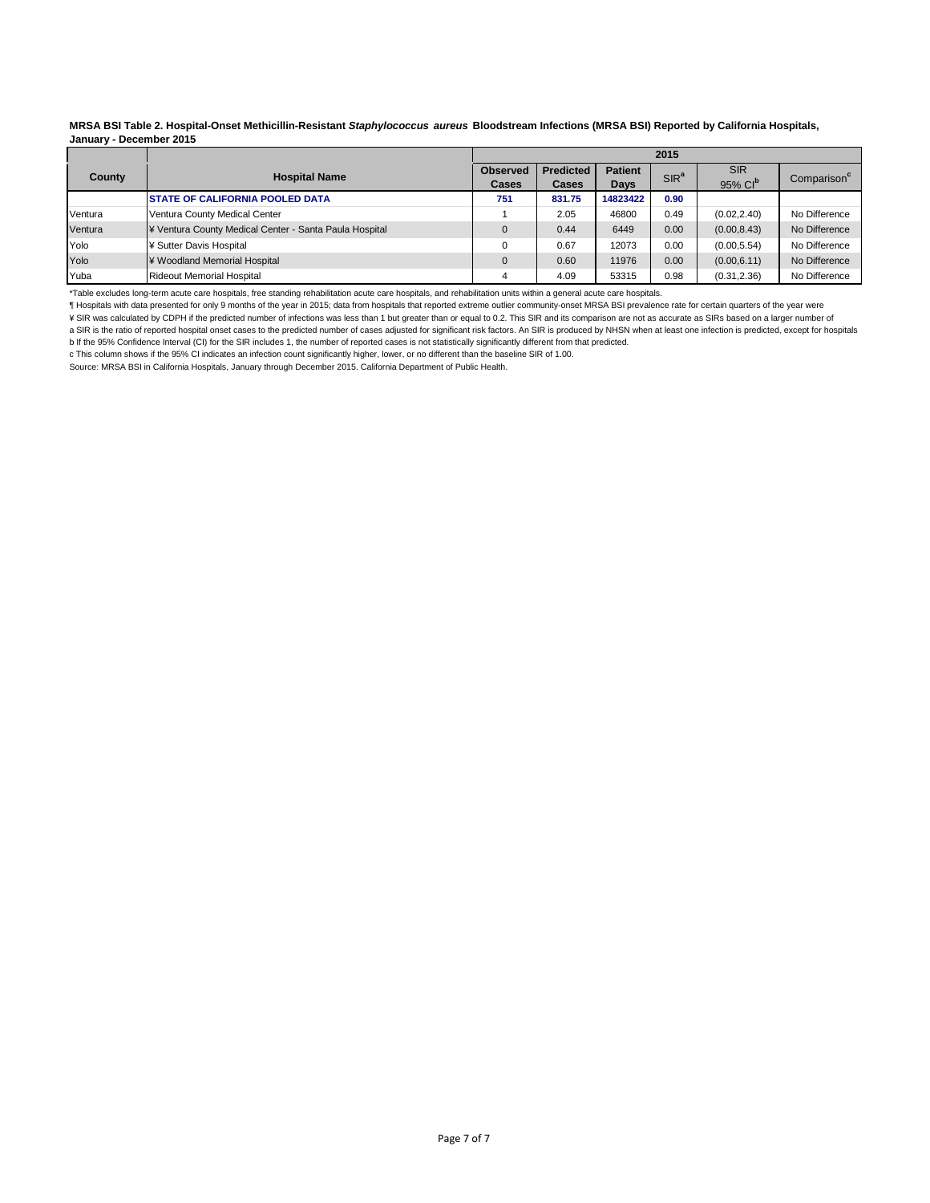**MRSA BSI Table 2. Hospital-Onset Methicillin-Resistant *Staphylococcus aureus* Bloodstream Infections (MRSA BSI) Reported by California Hospitals, January - December 2015**

| County | Hospital Name | 2015 | | | | | |
|---|---|---|---|---|---|---|---|
| | | Observed Cases | Predicted Cases | Patient Days | SIR[a] | SIR 95% CI[b] | Comparison[c] |
| | **STATE OF CALIFORNIA POOLED DATA** | **751** | **831.75** | **14823422** | **0.90** | | |
| Ventura | Ventura County Medical Center | 1 | 2.05 | 46800 | 0.49 | (0.02,2.40) | No Difference |
| Ventura | ¥ Ventura County Medical Center - Santa Paula Hospital | 0 | 0.44 | 6449 | 0.00 | (0.00,8.43) | No Difference |
| Yolo | ¥ Sutter Davis Hospital | 0 | 0.67 | 12073 | 0.00 | (0.00,5.54) | No Difference |
| Yolo | ¥ Woodland Memorial Hospital | 0 | 0.60 | 11976 | 0.00 | (0.00,6.11) | No Difference |
| Yuba | Rideout Memorial Hospital | 4 | 4.09 | 53315 | 0.98 | (0.31,2.36) | No Difference |

*Table excludes long-term acute care hospitals, free standing rehabilitation acute care hospitals, and rehabilitation units within a general acute care hospitals.

¶ Hospitals with data presented for only 9 months of the year in 2015; data from hospitals that reported extreme outlier community-onset MRSA BSI prevalence rate for certain quarters of the year were

¥ SIR was calculated by CDPH if the predicted number of infections was less than 1 but greater than or equal to 0.2. This SIR and its comparison are not as accurate as SIRs based on a larger number of

a SIR is the ratio of reported hospital onset cases to the predicted number of cases adjusted for significant risk factors. An SIR is produced by NHSN when at least one infection is predicted, except for hospitals

b If the 95% Confidence Interval (CI) for the SIR includes 1, the number of reported cases is not statistically significantly different from that predicted.

c This column shows if the 95% CI indicates an infection count significantly higher, lower, or no different than the baseline SIR of 1.00.

Source: MRSA BSI in California Hospitals, January through December 2015. California Department of Public Health.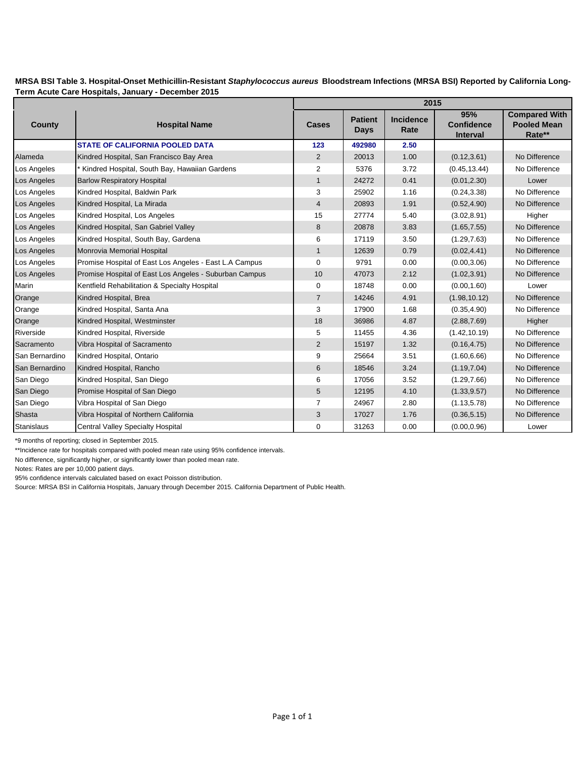**MRSA BSI Table 3. Hospital-Onset Methicillin-Resistant *Staphylococcus aureus* Bloodstream Infections (MRSA BSI) Reported by California Long-Term Acute Care Hospitals, January - December 2015**

| County | Hospital Name | 2015 | | | | |
|---|---|---|---|---|---|---|
| | | Cases | Patient Days | Incidence Rate | 95% Confidence Interval | Compared With Pooled Mean Rate** |
| | **STATE OF CALIFORNIA POOLED DATA** | **123** | **492980** | **2.50** | | |
| Alameda | Kindred Hospital, San Francisco Bay Area | 2 | 20013 | 1.00 | (0.12,3.61) | No Difference |
| Los Angeles | * Kindred Hospital, South Bay, Hawaiian Gardens | 2 | 5376 | 3.72 | (0.45,13.44) | No Difference |
| Los Angeles | Barlow Respiratory Hospital | 1 | 24272 | 0.41 | (0.01,2.30) | Lower |
| Los Angeles | Kindred Hospital, Baldwin Park | 3 | 25902 | 1.16 | (0.24,3.38) | No Difference |
| Los Angeles | Kindred Hospital, La Mirada | 4 | 20893 | 1.91 | (0.52,4.90) | No Difference |
| Los Angeles | Kindred Hospital, Los Angeles | 15 | 27774 | 5.40 | (3.02,8.91) | Higher |
| Los Angeles | Kindred Hospital, San Gabriel Valley | 8 | 20878 | 3.83 | (1.65,7.55) | No Difference |
| Los Angeles | Kindred Hospital, South Bay, Gardena | 6 | 17119 | 3.50 | (1.29,7.63) | No Difference |
| Los Angeles | Monrovia Memorial Hospital | 1 | 12639 | 0.79 | (0.02,4.41) | No Difference |
| Los Angeles | Promise Hospital of East Los Angeles - East L.A Campus | 0 | 9791 | 0.00 | (0.00,3.06) | No Difference |
| Los Angeles | Promise Hospital of East Los Angeles - Suburban Campus | 10 | 47073 | 2.12 | (1.02,3.91) | No Difference |
| Marin | Kentfield Rehabilitation & Specialty Hospital | 0 | 18748 | 0.00 | (0.00,1.60) | Lower |
| Orange | Kindred Hospital, Brea | 7 | 14246 | 4.91 | (1.98,10.12) | No Difference |
| Orange | Kindred Hospital, Santa Ana | 3 | 17900 | 1.68 | (0.35,4.90) | No Difference |
| Orange | Kindred Hospital, Westminster | 18 | 36986 | 4.87 | (2.88,7.69) | Higher |
| Riverside | Kindred Hospital, Riverside | 5 | 11455 | 4.36 | (1.42,10.19) | No Difference |
| Sacramento | Vibra Hospital of Sacramento | 2 | 15197 | 1.32 | (0.16,4.75) | No Difference |
| San Bernardino | Kindred Hospital, Ontario | 9 | 25664 | 3.51 | (1.60,6.66) | No Difference |
| San Bernardino | Kindred Hospital, Rancho | 6 | 18546 | 3.24 | (1.19,7.04) | No Difference |
| San Diego | Kindred Hospital, San Diego | 6 | 17056 | 3.52 | (1.29,7.66) | No Difference |
| San Diego | Promise Hospital of San Diego | 5 | 12195 | 4.10 | (1.33,9.57) | No Difference |
| San Diego | Vibra Hospital of San Diego | 7 | 24967 | 2.80 | (1.13,5.78) | No Difference |
| Shasta | Vibra Hospital of Northern California | 3 | 17027 | 1.76 | (0.36,5.15) | No Difference |
| Stanislaus | Central Valley Specialty Hospital | 0 | 31263 | 0.00 | (0.00,0.96) | Lower |

*9 months of reporting; closed in September 2015.

**Incidence rate for hospitals compared with pooled mean rate using 95% confidence intervals.

No difference, significantly higher, or significantly lower than pooled mean rate.

Notes: Rates are per 10,000 patient days.

95% confidence intervals calculated based on exact Poisson distribution.

Source: MRSA BSI in California Hospitals, January through December 2015. California Department of Public Health.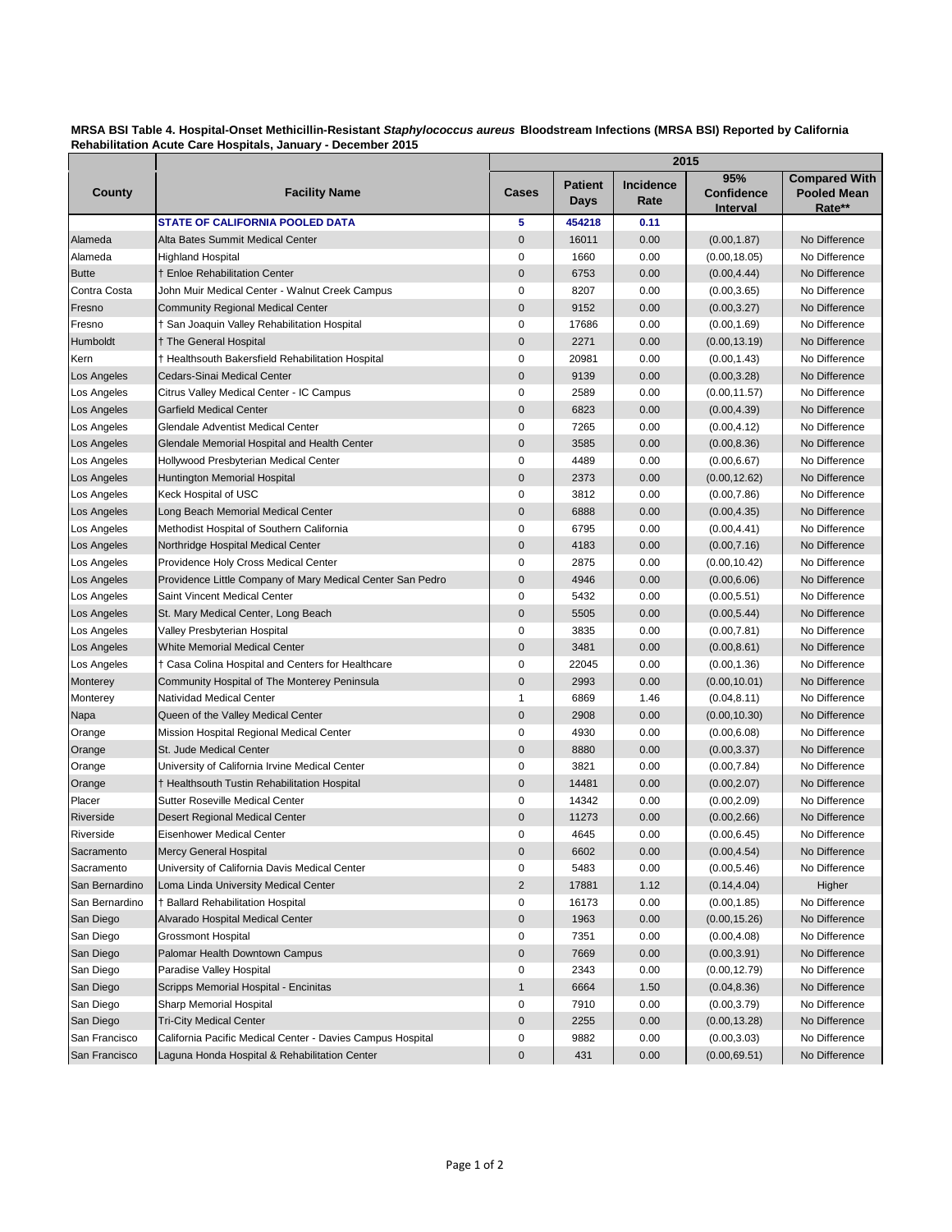**MRSA BSI Table 4. Hospital-Onset Methicillin-Resistant *Staphylococcus aureus* Bloodstream Infections (MRSA BSI) Reported by California Rehabilitation Acute Care Hospitals, January - December 2015**

| County | Facility Name | 2015 | | | | |
|---|---|---|---|---|---|---|
| | | Cases | Patient Days | Incidence Rate | 95% Confidence Interval | Compared With Pooled Mean Rate** |
| | **STATE OF CALIFORNIA POOLED DATA** | **5** | **454218** | **0.11** | | |
| Alameda | Alta Bates Summit Medical Center | 0 | 16011 | 0.00 | (0.00,1.87) | No Difference |
| Alameda | Highland Hospital | 0 | 1660 | 0.00 | (0.00,18.05) | No Difference |
| Butte | † Enloe Rehabilitation Center | 0 | 6753 | 0.00 | (0.00,4.44) | No Difference |
| Contra Costa | John Muir Medical Center - Walnut Creek Campus | 0 | 8207 | 0.00 | (0.00,3.65) | No Difference |
| Fresno | Community Regional Medical Center | 0 | 9152 | 0.00 | (0.00,3.27) | No Difference |
| Fresno | † San Joaquin Valley Rehabilitation Hospital | 0 | 17686 | 0.00 | (0.00,1.69) | No Difference |
| Humboldt | † The General Hospital | 0 | 2271 | 0.00 | (0.00,13.19) | No Difference |
| Kern | † Healthsouth Bakersfield Rehabilitation Hospital | 0 | 20981 | 0.00 | (0.00,1.43) | No Difference |
| Los Angeles | Cedars-Sinai Medical Center | 0 | 9139 | 0.00 | (0.00,3.28) | No Difference |
| Los Angeles | Citrus Valley Medical Center - IC Campus | 0 | 2589 | 0.00 | (0.00,11.57) | No Difference |
| Los Angeles | Garfield Medical Center | 0 | 6823 | 0.00 | (0.00,4.39) | No Difference |
| Los Angeles | Glendale Adventist Medical Center | 0 | 7265 | 0.00 | (0.00,4.12) | No Difference |
| Los Angeles | Glendale Memorial Hospital and Health Center | 0 | 3585 | 0.00 | (0.00,8.36) | No Difference |
| Los Angeles | Hollywood Presbyterian Medical Center | 0 | 4489 | 0.00 | (0.00,6.67) | No Difference |
| Los Angeles | Huntington Memorial Hospital | 0 | 2373 | 0.00 | (0.00,12.62) | No Difference |
| Los Angeles | Keck Hospital of USC | 0 | 3812 | 0.00 | (0.00,7.86) | No Difference |
| Los Angeles | Long Beach Memorial Medical Center | 0 | 6888 | 0.00 | (0.00,4.35) | No Difference |
| Los Angeles | Methodist Hospital of Southern California | 0 | 6795 | 0.00 | (0.00,4.41) | No Difference |
| Los Angeles | Northridge Hospital Medical Center | 0 | 4183 | 0.00 | (0.00,7.16) | No Difference |
| Los Angeles | Providence Holy Cross Medical Center | 0 | 2875 | 0.00 | (0.00,10.42) | No Difference |
| Los Angeles | Providence Little Company of Mary Medical Center San Pedro | 0 | 4946 | 0.00 | (0.00,6.06) | No Difference |
| Los Angeles | Saint Vincent Medical Center | 0 | 5432 | 0.00 | (0.00,5.51) | No Difference |
| Los Angeles | St. Mary Medical Center, Long Beach | 0 | 5505 | 0.00 | (0.00,5.44) | No Difference |
| Los Angeles | Valley Presbyterian Hospital | 0 | 3835 | 0.00 | (0.00,7.81) | No Difference |
| Los Angeles | White Memorial Medical Center | 0 | 3481 | 0.00 | (0.00,8.61) | No Difference |
| Los Angeles | † Casa Colina Hospital and Centers for Healthcare | 0 | 22045 | 0.00 | (0.00,1.36) | No Difference |
| Monterey | Community Hospital of The Monterey Peninsula | 0 | 2993 | 0.00 | (0.00,10.01) | No Difference |
| Monterey | Natividad Medical Center | 1 | 6869 | 1.46 | (0.04,8.11) | No Difference |
| Napa | Queen of the Valley Medical Center | 0 | 2908 | 0.00 | (0.00,10.30) | No Difference |
| Orange | Mission Hospital Regional Medical Center | 0 | 4930 | 0.00 | (0.00,6.08) | No Difference |
| Orange | St. Jude Medical Center | 0 | 8880 | 0.00 | (0.00,3.37) | No Difference |
| Orange | University of California Irvine Medical Center | 0 | 3821 | 0.00 | (0.00,7.84) | No Difference |
| Orange | † Healthsouth Tustin Rehabilitation Hospital | 0 | 14481 | 0.00 | (0.00,2.07) | No Difference |
| Placer | Sutter Roseville Medical Center | 0 | 14342 | 0.00 | (0.00,2.09) | No Difference |
| Riverside | Desert Regional Medical Center | 0 | 11273 | 0.00 | (0.00,2.66) | No Difference |
| Riverside | Eisenhower Medical Center | 0 | 4645 | 0.00 | (0.00,6.45) | No Difference |
| Sacramento | Mercy General Hospital | 0 | 6602 | 0.00 | (0.00,4.54) | No Difference |
| Sacramento | University of California Davis Medical Center | 0 | 5483 | 0.00 | (0.00,5.46) | No Difference |
| San Bernardino | Loma Linda University Medical Center | 2 | 17881 | 1.12 | (0.14,4.04) | Higher |
| San Bernardino | † Ballard Rehabilitation Hospital | 0 | 16173 | 0.00 | (0.00,1.85) | No Difference |
| San Diego | Alvarado Hospital Medical Center | 0 | 1963 | 0.00 | (0.00,15.26) | No Difference |
| San Diego | Grossmont Hospital | 0 | 7351 | 0.00 | (0.00,4.08) | No Difference |
| San Diego | Palomar Health Downtown Campus | 0 | 7669 | 0.00 | (0.00,3.91) | No Difference |
| San Diego | Paradise Valley Hospital | 0 | 2343 | 0.00 | (0.00,12.79) | No Difference |
| San Diego | Scripps Memorial Hospital - Encinitas | 1 | 6664 | 1.50 | (0.04,8.36) | No Difference |
| San Diego | Sharp Memorial Hospital | 0 | 7910 | 0.00 | (0.00,3.79) | No Difference |
| San Diego | Tri-City Medical Center | 0 | 2255 | 0.00 | (0.00,13.28) | No Difference |
| San Francisco | California Pacific Medical Center - Davies Campus Hospital | 0 | 9882 | 0.00 | (0.00,3.03) | No Difference |
| San Francisco | Laguna Honda Hospital & Rehabilitation Center | 0 | 431 | 0.00 | (0.00,69.51) | No Difference |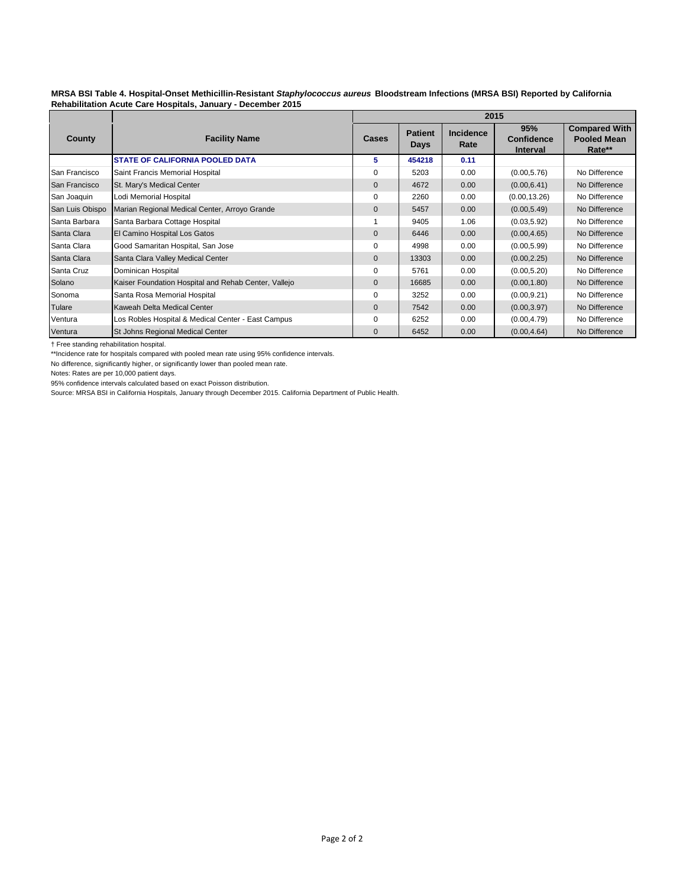**MRSA BSI Table 4. Hospital-Onset Methicillin-Resistant *Staphylococcus aureus* Bloodstream Infections (MRSA BSI) Reported by California Rehabilitation Acute Care Hospitals, January - December 2015**

| County | Facility Name | 2015 | | | | |
|---|---|---|---|---|---|---|
| | | Cases | Patient Days | Incidence Rate | 95% Confidence Interval | Compared With Pooled Mean Rate** |
| | **STATE OF CALIFORNIA POOLED DATA** | **5** | **454218** | **0.11** | | |
| San Francisco | Saint Francis Memorial Hospital | 0 | 5203 | 0.00 | (0.00,5.76) | No Difference |
| San Francisco | St. Mary's Medical Center | 0 | 4672 | 0.00 | (0.00,6.41) | No Difference |
| San Joaquin | Lodi Memorial Hospital | 0 | 2260 | 0.00 | (0.00,13.26) | No Difference |
| San Luis Obispo | Marian Regional Medical Center, Arroyo Grande | 0 | 5457 | 0.00 | (0.00,5.49) | No Difference |
| Santa Barbara | Santa Barbara Cottage Hospital | 1 | 9405 | 1.06 | (0.03,5.92) | No Difference |
| Santa Clara | El Camino Hospital Los Gatos | 0 | 6446 | 0.00 | (0.00,4.65) | No Difference |
| Santa Clara | Good Samaritan Hospital, San Jose | 0 | 4998 | 0.00 | (0.00,5.99) | No Difference |
| Santa Clara | Santa Clara Valley Medical Center | 0 | 13303 | 0.00 | (0.00,2.25) | No Difference |
| Santa Cruz | Dominican Hospital | 0 | 5761 | 0.00 | (0.00,5.20) | No Difference |
| Solano | Kaiser Foundation Hospital and Rehab Center, Vallejo | 0 | 16685 | 0.00 | (0.00,1.80) | No Difference |
| Sonoma | Santa Rosa Memorial Hospital | 0 | 3252 | 0.00 | (0.00,9.21) | No Difference |
| Tulare | Kaweah Delta Medical Center | 0 | 7542 | 0.00 | (0.00,3.97) | No Difference |
| Ventura | Los Robles Hospital & Medical Center - East Campus | 0 | 6252 | 0.00 | (0.00,4.79) | No Difference |
| Ventura | St Johns Regional Medical Center | 0 | 6452 | 0.00 | (0.00,4.64) | No Difference |

† Free standing rehabilitation hospital.

**Incidence rate for hospitals compared with pooled mean rate using 95% confidence intervals.

No difference, significantly higher, or significantly lower than pooled mean rate.

Notes: Rates are per 10,000 patient days.

95% confidence intervals calculated based on exact Poisson distribution.

Source: MRSA BSI in California Hospitals, January through December 2015. California Department of Public Health.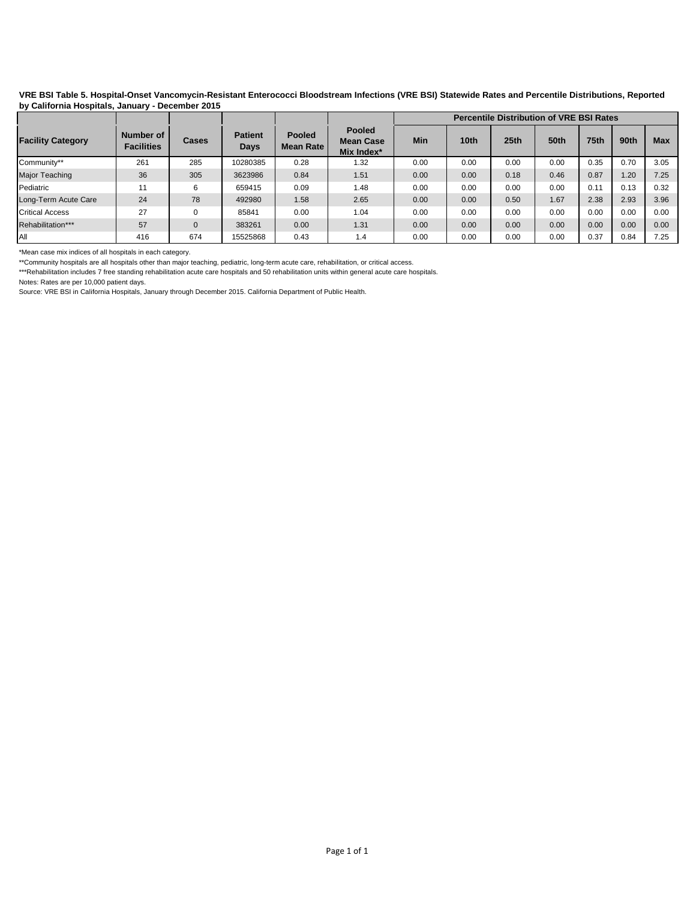**VRE BSI Table 5. Hospital-Onset Vancomycin-Resistant Enterococci Bloodstream Infections (VRE BSI) Statewide Rates and Percentile Distributions, Reported by California Hospitals, January - December 2015**

| Facility Category | Number of Facilities | Cases | Patient Days | Pooled Mean Rate | Pooled Mean Case Mix Index* | Percentile Distribution of VRE BSI Rates | | | | | | |
|---|---|---|---|---|---|---|---|---|---|---|---|---|
| | | | | | | Min | 10th | 25th | 50th | 75th | 90th | Max |
| Community** | 261 | 285 | 10280385 | 0.28 | 1.32 | 0.00 | 0.00 | 0.00 | 0.00 | 0.35 | 0.70 | 3.05 |
| Major Teaching | 36 | 305 | 3623986 | 0.84 | 1.51 | 0.00 | 0.00 | 0.18 | 0.46 | 0.87 | 1.20 | 7.25 |
| Pediatric | 11 | 6 | 659415 | 0.09 | 1.48 | 0.00 | 0.00 | 0.00 | 0.00 | 0.11 | 0.13 | 0.32 |
| Long-Term Acute Care | 24 | 78 | 492980 | 1.58 | 2.65 | 0.00 | 0.00 | 0.50 | 1.67 | 2.38 | 2.93 | 3.96 |
| Critical Access | 27 | 0 | 85841 | 0.00 | 1.04 | 0.00 | 0.00 | 0.00 | 0.00 | 0.00 | 0.00 | 0.00 |
| Rehabilitation*** | 57 | 0 | 383261 | 0.00 | 1.31 | 0.00 | 0.00 | 0.00 | 0.00 | 0.00 | 0.00 | 0.00 |
| All | 416 | 674 | 15525868 | 0.43 | 1.4 | 0.00 | 0.00 | 0.00 | 0.00 | 0.37 | 0.84 | 7.25 |

*Mean case mix indices of all hospitals in each category.

**Community hospitals are all hospitals other than major teaching, pediatric, long-term acute care, rehabilitation, or critical access.

***Rehabilitation includes 7 free standing rehabilitation acute care hospitals and 50 rehabilitation units within general acute care hospitals.

Notes: Rates are per 10,000 patient days.

Source: VRE BSI in California Hospitals, January through December 2015. California Department of Public Health.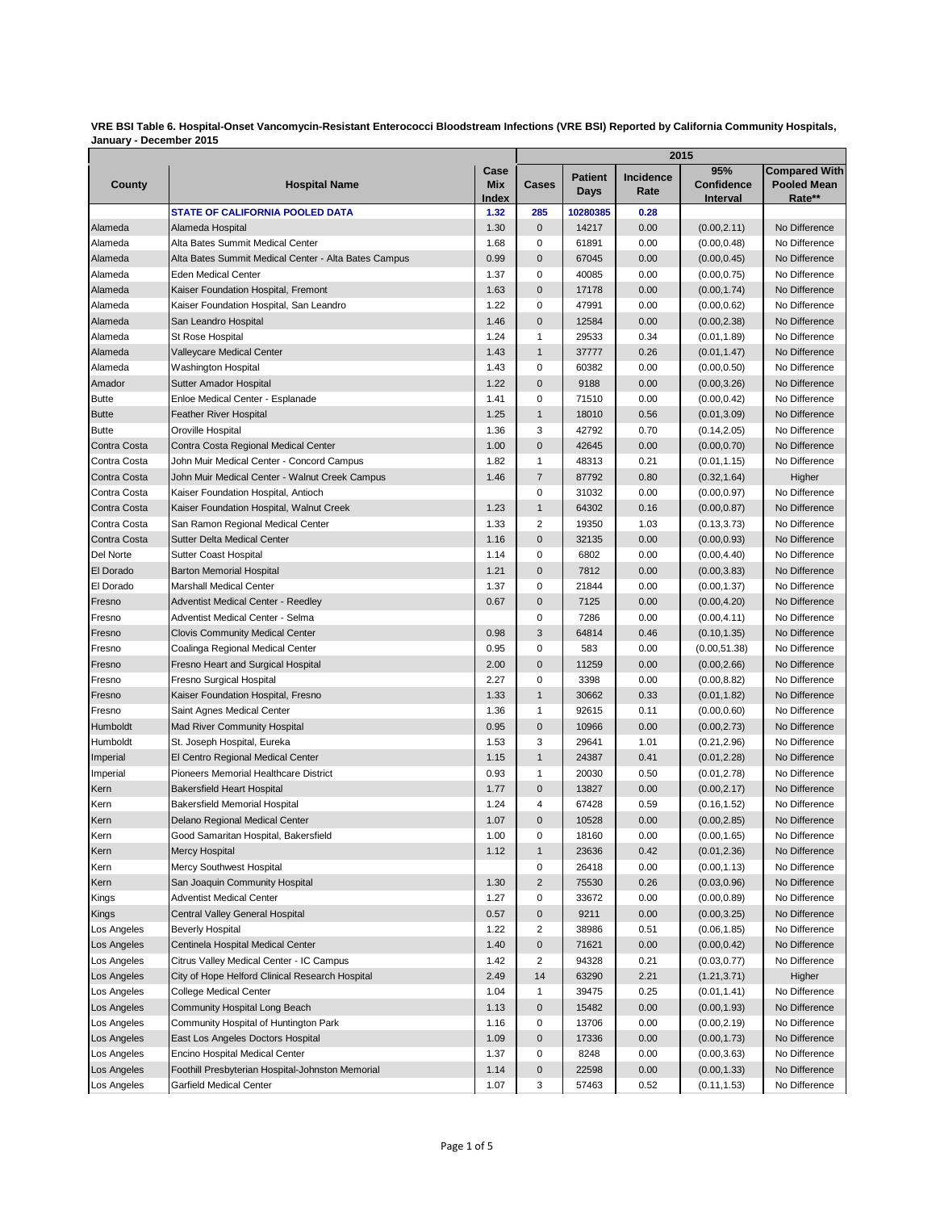**VRE BSI Table 6. Hospital-Onset Vancomycin-Resistant Enterococci Bloodstream Infections (VRE BSI) Reported by California Community Hospitals, January - December 2015**

| County | Hospital Name | Case Mix Index | 2015 Cases | Patient Days | Incidence Rate | 95% Confidence Interval | Compared With Pooled Mean Rate** |
|---|---|---|---|---|---|---|---|
| | **STATE OF CALIFORNIA POOLED DATA** | **1.32** | **285** | **10280385** | **0.28** | | |
| Alameda | Alameda Hospital | 1.30 | 0 | 14217 | 0.00 | (0.00,2.11) | No Difference |
| Alameda | Alta Bates Summit Medical Center | 1.68 | 0 | 61891 | 0.00 | (0.00,0.48) | No Difference |
| Alameda | Alta Bates Summit Medical Center - Alta Bates Campus | 0.99 | 0 | 67045 | 0.00 | (0.00,0.45) | No Difference |
| Alameda | Eden Medical Center | 1.37 | 0 | 40085 | 0.00 | (0.00,0.75) | No Difference |
| Alameda | Kaiser Foundation Hospital, Fremont | 1.63 | 0 | 17178 | 0.00 | (0.00,1.74) | No Difference |
| Alameda | Kaiser Foundation Hospital, San Leandro | 1.22 | 0 | 47991 | 0.00 | (0.00,0.62) | No Difference |
| Alameda | San Leandro Hospital | 1.46 | 0 | 12584 | 0.00 | (0.00,2.38) | No Difference |
| Alameda | St Rose Hospital | 1.24 | 1 | 29533 | 0.34 | (0.01,1.89) | No Difference |
| Alameda | Valleycare Medical Center | 1.43 | 1 | 37777 | 0.26 | (0.01,1.47) | No Difference |
| Alameda | Washington Hospital | 1.43 | 0 | 60382 | 0.00 | (0.00,0.50) | No Difference |
| Amador | Sutter Amador Hospital | 1.22 | 0 | 9188 | 0.00 | (0.00,3.26) | No Difference |
| Butte | Enloe Medical Center - Esplanade | 1.41 | 0 | 71510 | 0.00 | (0.00,0.42) | No Difference |
| Butte | Feather River Hospital | 1.25 | 1 | 18010 | 0.56 | (0.01,3.09) | No Difference |
| Butte | Oroville Hospital | 1.36 | 3 | 42792 | 0.70 | (0.14,2.05) | No Difference |
| Contra Costa | Contra Costa Regional Medical Center | 1.00 | 0 | 42645 | 0.00 | (0.00,0.70) | No Difference |
| Contra Costa | John Muir Medical Center - Concord Campus | 1.82 | 1 | 48313 | 0.21 | (0.01,1.15) | No Difference |
| Contra Costa | John Muir Medical Center - Walnut Creek Campus | 1.46 | 7 | 87792 | 0.80 | (0.32,1.64) | Higher |
| Contra Costa | Kaiser Foundation Hospital, Antioch | | 0 | 31032 | 0.00 | (0.00,0.97) | No Difference |
| Contra Costa | Kaiser Foundation Hospital, Walnut Creek | 1.23 | 1 | 64302 | 0.16 | (0.00,0.87) | No Difference |
| Contra Costa | San Ramon Regional Medical Center | 1.33 | 2 | 19350 | 1.03 | (0.13,3.73) | No Difference |
| Contra Costa | Sutter Delta Medical Center | 1.16 | 0 | 32135 | 0.00 | (0.00,0.93) | No Difference |
| Del Norte | Sutter Coast Hospital | 1.14 | 0 | 6802 | 0.00 | (0.00,4.40) | No Difference |
| El Dorado | Barton Memorial Hospital | 1.21 | 0 | 7812 | 0.00 | (0.00,3.83) | No Difference |
| El Dorado | Marshall Medical Center | 1.37 | 0 | 21844 | 0.00 | (0.00,1.37) | No Difference |
| Fresno | Adventist Medical Center - Reedley | 0.67 | 0 | 7125 | 0.00 | (0.00,4.20) | No Difference |
| Fresno | Adventist Medical Center - Selma | | 0 | 7286 | 0.00 | (0.00,4.11) | No Difference |
| Fresno | Clovis Community Medical Center | 0.98 | 3 | 64814 | 0.46 | (0.10,1.35) | No Difference |
| Fresno | Coalinga Regional Medical Center | 0.95 | 0 | 583 | 0.00 | (0.00,51.38) | No Difference |
| Fresno | Fresno Heart and Surgical Hospital | 2.00 | 0 | 11259 | 0.00 | (0.00,2.66) | No Difference |
| Fresno | Fresno Surgical Hospital | 2.27 | 0 | 3398 | 0.00 | (0.00,8.82) | No Difference |
| Fresno | Kaiser Foundation Hospital, Fresno | 1.33 | 1 | 30662 | 0.33 | (0.01,1.82) | No Difference |
| Fresno | Saint Agnes Medical Center | 1.36 | 1 | 92615 | 0.11 | (0.00,0.60) | No Difference |
| Humboldt | Mad River Community Hospital | 0.95 | 0 | 10966 | 0.00 | (0.00,2.73) | No Difference |
| Humboldt | St. Joseph Hospital, Eureka | 1.53 | 3 | 29641 | 1.01 | (0.21,2.96) | No Difference |
| Imperial | El Centro Regional Medical Center | 1.15 | 1 | 24387 | 0.41 | (0.01,2.28) | No Difference |
| Imperial | Pioneers Memorial Healthcare District | 0.93 | 1 | 20030 | 0.50 | (0.01,2.78) | No Difference |
| Kern | Bakersfield Heart Hospital | 1.77 | 0 | 13827 | 0.00 | (0.00,2.17) | No Difference |
| Kern | Bakersfield Memorial Hospital | 1.24 | 4 | 67428 | 0.59 | (0.16,1.52) | No Difference |
| Kern | Delano Regional Medical Center | 1.07 | 0 | 10528 | 0.00 | (0.00,2.85) | No Difference |
| Kern | Good Samaritan Hospital, Bakersfield | 1.00 | 0 | 18160 | 0.00 | (0.00,1.65) | No Difference |
| Kern | Mercy Hospital | 1.12 | 1 | 23636 | 0.42 | (0.01,2.36) | No Difference |
| Kern | Mercy Southwest Hospital | | 0 | 26418 | 0.00 | (0.00,1.13) | No Difference |
| Kern | San Joaquin Community Hospital | 1.30 | 2 | 75530 | 0.26 | (0.03,0.96) | No Difference |
| Kings | Adventist Medical Center | 1.27 | 0 | 33672 | 0.00 | (0.00,0.89) | No Difference |
| Kings | Central Valley General Hospital | 0.57 | 0 | 9211 | 0.00 | (0.00,3.25) | No Difference |
| Los Angeles | Beverly Hospital | 1.22 | 2 | 38986 | 0.51 | (0.06,1.85) | No Difference |
| Los Angeles | Centinela Hospital Medical Center | 1.40 | 0 | 71621 | 0.00 | (0.00,0.42) | No Difference |
| Los Angeles | Citrus Valley Medical Center - IC Campus | 1.42 | 2 | 94328 | 0.21 | (0.03,0.77) | No Difference |
| Los Angeles | City of Hope Helford Clinical Research Hospital | 2.49 | 14 | 63290 | 2.21 | (1.21,3.71) | Higher |
| Los Angeles | College Medical Center | 1.04 | 1 | 39475 | 0.25 | (0.01,1.41) | No Difference |
| Los Angeles | Community Hospital Long Beach | 1.13 | 0 | 15482 | 0.00 | (0.00,1.93) | No Difference |
| Los Angeles | Community Hospital of Huntington Park | 1.16 | 0 | 13706 | 0.00 | (0.00,2.19) | No Difference |
| Los Angeles | East Los Angeles Doctors Hospital | 1.09 | 0 | 17336 | 0.00 | (0.00,1.73) | No Difference |
| Los Angeles | Encino Hospital Medical Center | 1.37 | 0 | 8248 | 0.00 | (0.00,3.63) | No Difference |
| Los Angeles | Foothill Presbyterian Hospital-Johnston Memorial | 1.14 | 0 | 22598 | 0.00 | (0.00,1.33) | No Difference |
| Los Angeles | Garfield Medical Center | 1.07 | 3 | 57463 | 0.52 | (0.11,1.53) | No Difference |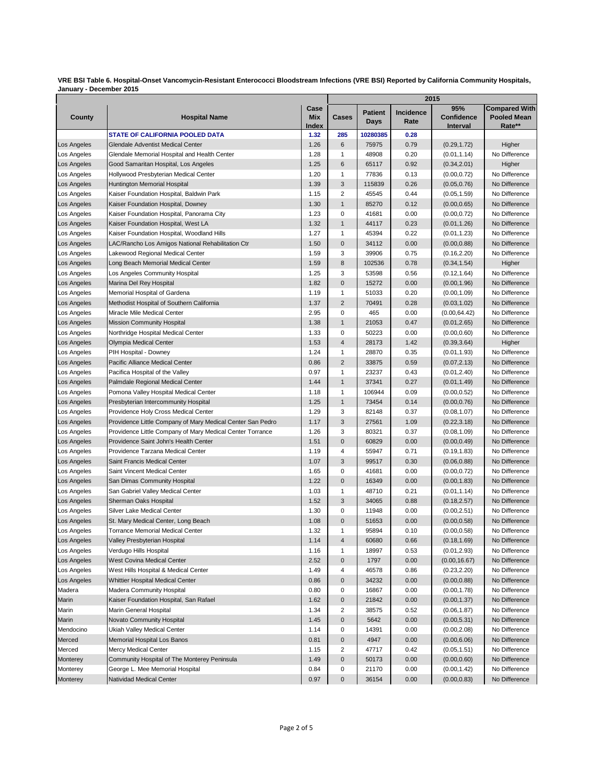**VRE BSI Table 6. Hospital-Onset Vancomycin-Resistant Enterococci Bloodstream Infections (VRE BSI) Reported by California Community Hospitals, January - December 2015**

| County | Hospital Name | Case Mix Index | 2015 Cases | Patient Days | Incidence Rate | 95% Confidence Interval | Compared With Pooled Mean Rate** |
|---|---|---|---|---|---|---|---|
| | **STATE OF CALIFORNIA POOLED DATA** | **1.32** | **285** | **10280385** | **0.28** | | |
| Los Angeles | Glendale Adventist Medical Center | 1.26 | 6 | 75975 | 0.79 | (0.29,1.72) | Higher |
| Los Angeles | Glendale Memorial Hospital and Health Center | 1.28 | 1 | 48908 | 0.20 | (0.01,1.14) | No Difference |
| Los Angeles | Good Samaritan Hospital, Los Angeles | 1.25 | 6 | 65117 | 0.92 | (0.34,2.01) | Higher |
| Los Angeles | Hollywood Presbyterian Medical Center | 1.20 | 1 | 77836 | 0.13 | (0.00,0.72) | No Difference |
| Los Angeles | Huntington Memorial Hospital | 1.39 | 3 | 115839 | 0.26 | (0.05,0.76) | No Difference |
| Los Angeles | Kaiser Foundation Hospital, Baldwin Park | 1.15 | 2 | 45545 | 0.44 | (0.05,1.59) | No Difference |
| Los Angeles | Kaiser Foundation Hospital, Downey | 1.30 | 1 | 85270 | 0.12 | (0.00,0.65) | No Difference |
| Los Angeles | Kaiser Foundation Hospital, Panorama City | 1.23 | 0 | 41681 | 0.00 | (0.00,0.72) | No Difference |
| Los Angeles | Kaiser Foundation Hospital, West LA | 1.32 | 1 | 44117 | 0.23 | (0.01,1.26) | No Difference |
| Los Angeles | Kaiser Foundation Hospital, Woodland Hills | 1.27 | 1 | 45394 | 0.22 | (0.01,1.23) | No Difference |
| Los Angeles | LAC/Rancho Los Amigos National Rehabilitation Ctr | 1.50 | 0 | 34112 | 0.00 | (0.00,0.88) | No Difference |
| Los Angeles | Lakewood Regional Medical Center | 1.59 | 3 | 39906 | 0.75 | (0.16,2.20) | No Difference |
| Los Angeles | Long Beach Memorial Medical Center | 1.59 | 8 | 102536 | 0.78 | (0.34,1.54) | Higher |
| Los Angeles | Los Angeles Community Hospital | 1.25 | 3 | 53598 | 0.56 | (0.12,1.64) | No Difference |
| Los Angeles | Marina Del Rey Hospital | 1.82 | 0 | 15272 | 0.00 | (0.00,1.96) | No Difference |
| Los Angeles | Memorial Hospital of Gardena | 1.19 | 1 | 51033 | 0.20 | (0.00,1.09) | No Difference |
| Los Angeles | Methodist Hospital of Southern California | 1.37 | 2 | 70491 | 0.28 | (0.03,1.02) | No Difference |
| Los Angeles | Miracle Mile Medical Center | 2.95 | 0 | 465 | 0.00 | (0.00,64.42) | No Difference |
| Los Angeles | Mission Community Hospital | 1.38 | 1 | 21053 | 0.47 | (0.01,2.65) | No Difference |
| Los Angeles | Northridge Hospital Medical Center | 1.33 | 0 | 50223 | 0.00 | (0.00,0.60) | No Difference |
| Los Angeles | Olympia Medical Center | 1.53 | 4 | 28173 | 1.42 | (0.39,3.64) | Higher |
| Los Angeles | PIH Hospital - Downey | 1.24 | 1 | 28870 | 0.35 | (0.01,1.93) | No Difference |
| Los Angeles | Pacific Alliance Medical Center | 0.86 | 2 | 33875 | 0.59 | (0.07,2.13) | No Difference |
| Los Angeles | Pacifica Hospital of the Valley | 0.97 | 1 | 23237 | 0.43 | (0.01,2.40) | No Difference |
| Los Angeles | Palmdale Regional Medical Center | 1.44 | 1 | 37341 | 0.27 | (0.01,1.49) | No Difference |
| Los Angeles | Pomona Valley Hospital Medical Center | 1.18 | 1 | 106944 | 0.09 | (0.00,0.52) | No Difference |
| Los Angeles | Presbyterian Intercommunity Hospital | 1.25 | 1 | 73454 | 0.14 | (0.00,0.76) | No Difference |
| Los Angeles | Providence Holy Cross Medical Center | 1.29 | 3 | 82148 | 0.37 | (0.08,1.07) | No Difference |
| Los Angeles | Providence Little Company of Mary Medical Center San Pedro | 1.17 | 3 | 27561 | 1.09 | (0.22,3.18) | No Difference |
| Los Angeles | Providence Little Company of Mary Medical Center Torrance | 1.26 | 3 | 80321 | 0.37 | (0.08,1.09) | No Difference |
| Los Angeles | Providence Saint John's Health Center | 1.51 | 0 | 60829 | 0.00 | (0.00,0.49) | No Difference |
| Los Angeles | Providence Tarzana Medical Center | 1.19 | 4 | 55947 | 0.71 | (0.19,1.83) | No Difference |
| Los Angeles | Saint Francis Medical Center | 1.07 | 3 | 99517 | 0.30 | (0.06,0.88) | No Difference |
| Los Angeles | Saint Vincent Medical Center | 1.65 | 0 | 41681 | 0.00 | (0.00,0.72) | No Difference |
| Los Angeles | San Dimas Community Hospital | 1.22 | 0 | 16349 | 0.00 | (0.00,1.83) | No Difference |
| Los Angeles | San Gabriel Valley Medical Center | 1.03 | 1 | 48710 | 0.21 | (0.01,1.14) | No Difference |
| Los Angeles | Sherman Oaks Hospital | 1.52 | 3 | 34065 | 0.88 | (0.18,2.57) | No Difference |
| Los Angeles | Silver Lake Medical Center | 1.30 | 0 | 11948 | 0.00 | (0.00,2.51) | No Difference |
| Los Angeles | St. Mary Medical Center, Long Beach | 1.08 | 0 | 51653 | 0.00 | (0.00,0.58) | No Difference |
| Los Angeles | Torrance Memorial Medical Center | 1.32 | 1 | 95894 | 0.10 | (0.00,0.58) | No Difference |
| Los Angeles | Valley Presbyterian Hospital | 1.14 | 4 | 60680 | 0.66 | (0.18,1.69) | No Difference |
| Los Angeles | Verdugo Hills Hospital | 1.16 | 1 | 18997 | 0.53 | (0.01,2.93) | No Difference |
| Los Angeles | West Covina Medical Center | 2.52 | 0 | 1797 | 0.00 | (0.00,16.67) | No Difference |
| Los Angeles | West Hills Hospital & Medical Center | 1.49 | 4 | 46578 | 0.86 | (0.23,2.20) | No Difference |
| Los Angeles | Whittier Hospital Medical Center | 0.86 | 0 | 34232 | 0.00 | (0.00,0.88) | No Difference |
| Madera | Madera Community Hospital | 0.80 | 0 | 16867 | 0.00 | (0.00,1.78) | No Difference |
| Marin | Kaiser Foundation Hospital, San Rafael | 1.62 | 0 | 21842 | 0.00 | (0.00,1.37) | No Difference |
| Marin | Marin General Hospital | 1.34 | 2 | 38575 | 0.52 | (0.06,1.87) | No Difference |
| Marin | Novato Community Hospital | 1.45 | 0 | 5642 | 0.00 | (0.00,5.31) | No Difference |
| Mendocino | Ukiah Valley Medical Center | 1.14 | 0 | 14391 | 0.00 | (0.00,2.08) | No Difference |
| Merced | Memorial Hospital Los Banos | 0.81 | 0 | 4947 | 0.00 | (0.00,6.06) | No Difference |
| Merced | Mercy Medical Center | 1.15 | 2 | 47717 | 0.42 | (0.05,1.51) | No Difference |
| Monterey | Community Hospital of The Monterey Peninsula | 1.49 | 0 | 50173 | 0.00 | (0.00,0.60) | No Difference |
| Monterey | George L. Mee Memorial Hospital | 0.84 | 0 | 21170 | 0.00 | (0.00,1.42) | No Difference |
| Monterey | Natividad Medical Center | 0.97 | 0 | 36154 | 0.00 | (0.00,0.83) | No Difference |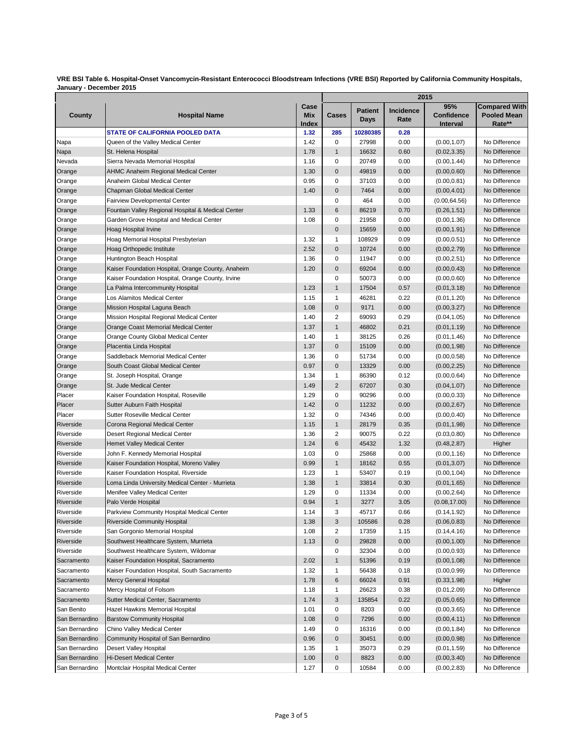**VRE BSI Table 6. Hospital-Onset Vancomycin-Resistant Enterococci Bloodstream Infections (VRE BSI) Reported by California Community Hospitals, January - December 2015**

| County | Hospital Name | Case Mix Index | 2015 Cases | Patient Days | Incidence Rate | 95% Confidence Interval | Compared With Pooled Mean Rate** |
|---|---|---|---|---|---|---|---|
| | **STATE OF CALIFORNIA POOLED DATA** | **1.32** | **285** | **10280385** | **0.28** | | |
| Napa | Queen of the Valley Medical Center | 1.42 | 0 | 27998 | 0.00 | (0.00,1.07) | No Difference |
| Napa | St. Helena Hospital | 1.78 | 1 | 16632 | 0.60 | (0.02,3.35) | No Difference |
| Nevada | Sierra Nevada Memorial Hospital | 1.16 | 0 | 20749 | 0.00 | (0.00,1.44) | No Difference |
| Orange | AHMC Anaheim Regional Medical Center | 1.30 | 0 | 49819 | 0.00 | (0.00,0.60) | No Difference |
| Orange | Anaheim Global Medical Center | 0.95 | 0 | 37103 | 0.00 | (0.00,0.81) | No Difference |
| Orange | Chapman Global Medical Center | 1.40 | 0 | 7464 | 0.00 | (0.00,4.01) | No Difference |
| Orange | Fairview Developmental Center | | 0 | 464 | 0.00 | (0.00,64.56) | No Difference |
| Orange | Fountain Valley Regional Hospital & Medical Center | 1.33 | 6 | 86219 | 0.70 | (0.26,1.51) | No Difference |
| Orange | Garden Grove Hospital and Medical Center | 1.08 | 0 | 21958 | 0.00 | (0.00,1.36) | No Difference |
| Orange | Hoag Hospital Irvine | | 0 | 15659 | 0.00 | (0.00,1.91) | No Difference |
| Orange | Hoag Memorial Hospital Presbyterian | 1.32 | 1 | 108929 | 0.09 | (0.00,0.51) | No Difference |
| Orange | Hoag Orthopedic Institute | 2.52 | 0 | 10724 | 0.00 | (0.00,2.79) | No Difference |
| Orange | Huntington Beach Hospital | 1.36 | 0 | 11947 | 0.00 | (0.00,2.51) | No Difference |
| Orange | Kaiser Foundation Hospital, Orange County, Anaheim | 1.20 | 0 | 69204 | 0.00 | (0.00,0.43) | No Difference |
| Orange | Kaiser Foundation Hospital, Orange County, Irvine | | 0 | 50073 | 0.00 | (0.00,0.60) | No Difference |
| Orange | La Palma Intercommunity Hospital | 1.23 | 1 | 17504 | 0.57 | (0.01,3.18) | No Difference |
| Orange | Los Alamitos Medical Center | 1.15 | 1 | 46281 | 0.22 | (0.01,1.20) | No Difference |
| Orange | Mission Hospital Laguna Beach | 1.08 | 0 | 9171 | 0.00 | (0.00,3.27) | No Difference |
| Orange | Mission Hospital Regional Medical Center | 1.40 | 2 | 69093 | 0.29 | (0.04,1.05) | No Difference |
| Orange | Orange Coast Memorial Medical Center | 1.37 | 1 | 46802 | 0.21 | (0.01,1.19) | No Difference |
| Orange | Orange County Global Medical Center | 1.40 | 1 | 38125 | 0.26 | (0.01,1.46) | No Difference |
| Orange | Placentia Linda Hospital | 1.37 | 0 | 15109 | 0.00 | (0.00,1.98) | No Difference |
| Orange | Saddleback Memorial Medical Center | 1.36 | 0 | 51734 | 0.00 | (0.00,0.58) | No Difference |
| Orange | South Coast Global Medical Center | 0.97 | 0 | 13329 | 0.00 | (0.00,2.25) | No Difference |
| Orange | St. Joseph Hospital, Orange | 1.34 | 1 | 86390 | 0.12 | (0.00,0.64) | No Difference |
| Orange | St. Jude Medical Center | 1.49 | 2 | 67207 | 0.30 | (0.04,1.07) | No Difference |
| Placer | Kaiser Foundation Hospital, Roseville | 1.29 | 0 | 90296 | 0.00 | (0.00,0.33) | No Difference |
| Placer | Sutter Auburn Faith Hospital | 1.42 | 0 | 11232 | 0.00 | (0.00,2.67) | No Difference |
| Placer | Sutter Roseville Medical Center | 1.32 | 0 | 74346 | 0.00 | (0.00,0.40) | No Difference |
| Riverside | Corona Regional Medical Center | 1.15 | 1 | 28179 | 0.35 | (0.01,1.98) | No Difference |
| Riverside | Desert Regional Medical Center | 1.36 | 2 | 90075 | 0.22 | (0.03,0.80) | No Difference |
| Riverside | Hemet Valley Medical Center | 1.24 | 6 | 45432 | 1.32 | (0.48,2.87) | Higher |
| Riverside | John F. Kennedy Memorial Hospital | 1.03 | 0 | 25868 | 0.00 | (0.00,1.16) | No Difference |
| Riverside | Kaiser Foundation Hospital, Moreno Valley | 0.99 | 1 | 18162 | 0.55 | (0.01,3.07) | No Difference |
| Riverside | Kaiser Foundation Hospital, Riverside | 1.23 | 1 | 53407 | 0.19 | (0.00,1.04) | No Difference |
| Riverside | Loma Linda University Medical Center - Murrieta | 1.38 | 1 | 33814 | 0.30 | (0.01,1.65) | No Difference |
| Riverside | Menifee Valley Medical Center | 1.29 | 0 | 11334 | 0.00 | (0.00,2.64) | No Difference |
| Riverside | Palo Verde Hospital | 0.94 | 1 | 3277 | 3.05 | (0.08,17.00) | No Difference |
| Riverside | Parkview Community Hospital Medical Center | 1.14 | 3 | 45717 | 0.66 | (0.14,1.92) | No Difference |
| Riverside | Riverside Community Hospital | 1.38 | 3 | 105586 | 0.28 | (0.06,0.83) | No Difference |
| Riverside | San Gorgonio Memorial Hospital | 1.08 | 2 | 17359 | 1.15 | (0.14,4.16) | No Difference |
| Riverside | Southwest Healthcare System, Murrieta | 1.13 | 0 | 29828 | 0.00 | (0.00,1.00) | No Difference |
| Riverside | Southwest Healthcare System, Wildomar | | 0 | 32304 | 0.00 | (0.00,0.93) | No Difference |
| Sacramento | Kaiser Foundation Hospital, Sacramento | 2.02 | 1 | 51396 | 0.19 | (0.00,1.08) | No Difference |
| Sacramento | Kaiser Foundation Hospital, South Sacramento | 1.32 | 1 | 56438 | 0.18 | (0.00,0.99) | No Difference |
| Sacramento | Mercy General Hospital | 1.78 | 6 | 66024 | 0.91 | (0.33,1.98) | Higher |
| Sacramento | Mercy Hospital of Folsom | 1.18 | 1 | 26623 | 0.38 | (0.01,2.09) | No Difference |
| Sacramento | Sutter Medical Center, Sacramento | 1.74 | 3 | 135854 | 0.22 | (0.05,0.65) | No Difference |
| San Benito | Hazel Hawkins Memorial Hospital | 1.01 | 0 | 8203 | 0.00 | (0.00,3.65) | No Difference |
| San Bernardino | Barstow Community Hospital | 1.08 | 0 | 7296 | 0.00 | (0.00,4.11) | No Difference |
| San Bernardino | Chino Valley Medical Center | 1.49 | 0 | 16316 | 0.00 | (0.00,1.84) | No Difference |
| San Bernardino | Community Hospital of San Bernardino | 0.96 | 0 | 30451 | 0.00 | (0.00,0.98) | No Difference |
| San Bernardino | Desert Valley Hospital | 1.35 | 1 | 35073 | 0.29 | (0.01,1.59) | No Difference |
| San Bernardino | Hi-Desert Medical Center | 1.00 | 0 | 8823 | 0.00 | (0.00,3.40) | No Difference |
| San Bernardino | Montclair Hospital Medical Center | 1.27 | 0 | 10584 | 0.00 | (0.00,2.83) | No Difference |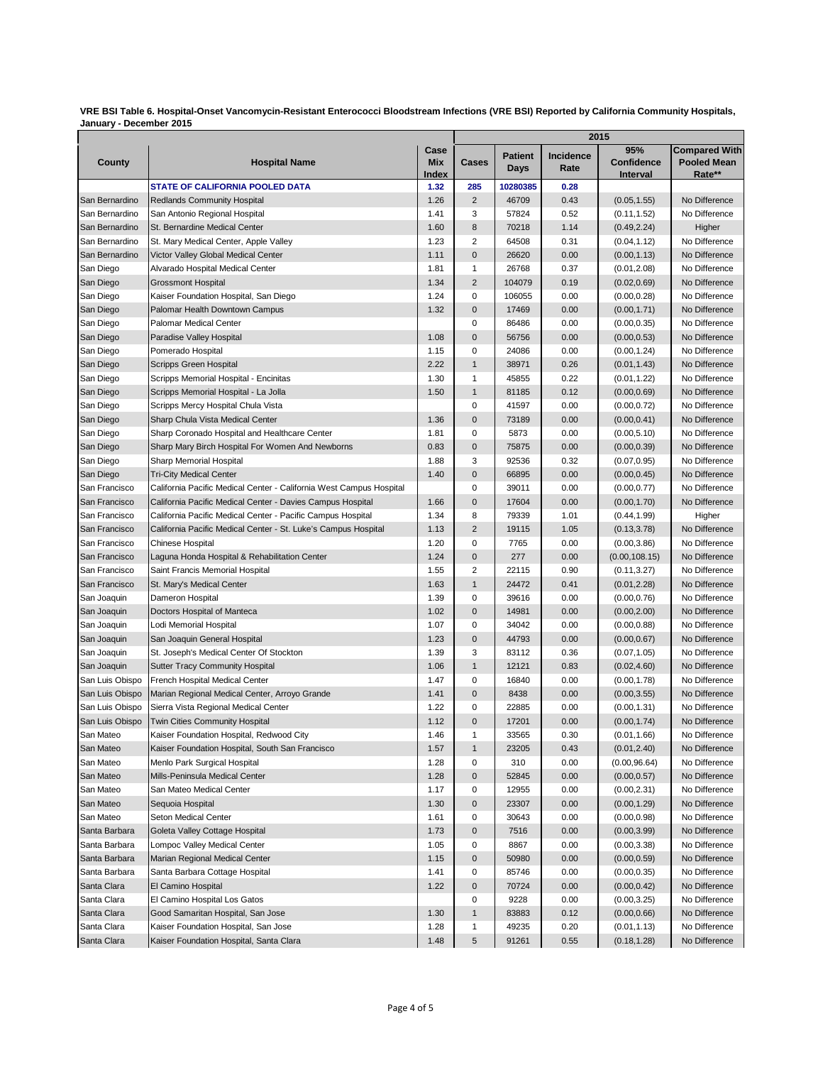**VRE BSI Table 6. Hospital-Onset Vancomycin-Resistant Enterococci Bloodstream Infections (VRE BSI) Reported by California Community Hospitals, January - December 2015**

| County | Hospital Name | Case Mix Index | 2015 Cases | Patient Days | Incidence Rate | 95% Confidence Interval | Compared With Pooled Mean Rate** |
|---|---|---|---|---|---|---|---|
| | **STATE OF CALIFORNIA POOLED DATA** | **1.32** | **285** | **10280385** | **0.28** | | |
| San Bernardino | Redlands Community Hospital | 1.26 | 2 | 46709 | 0.43 | (0.05,1.55) | No Difference |
| San Bernardino | San Antonio Regional Hospital | 1.41 | 3 | 57824 | 0.52 | (0.11,1.52) | No Difference |
| San Bernardino | St. Bernardine Medical Center | 1.60 | 8 | 70218 | 1.14 | (0.49,2.24) | Higher |
| San Bernardino | St. Mary Medical Center, Apple Valley | 1.23 | 2 | 64508 | 0.31 | (0.04,1.12) | No Difference |
| San Bernardino | Victor Valley Global Medical Center | 1.11 | 0 | 26620 | 0.00 | (0.00,1.13) | No Difference |
| San Diego | Alvarado Hospital Medical Center | 1.81 | 1 | 26768 | 0.37 | (0.01,2.08) | No Difference |
| San Diego | Grossmont Hospital | 1.34 | 2 | 104079 | 0.19 | (0.02,0.69) | No Difference |
| San Diego | Kaiser Foundation Hospital, San Diego | 1.24 | 0 | 106055 | 0.00 | (0.00,0.28) | No Difference |
| San Diego | Palomar Health Downtown Campus | 1.32 | 0 | 17469 | 0.00 | (0.00,1.71) | No Difference |
| San Diego | Palomar Medical Center | | 0 | 86486 | 0.00 | (0.00,0.35) | No Difference |
| San Diego | Paradise Valley Hospital | 1.08 | 0 | 56756 | 0.00 | (0.00,0.53) | No Difference |
| San Diego | Pomerado Hospital | 1.15 | 0 | 24086 | 0.00 | (0.00,1.24) | No Difference |
| San Diego | Scripps Green Hospital | 2.22 | 1 | 38971 | 0.26 | (0.01,1.43) | No Difference |
| San Diego | Scripps Memorial Hospital - Encinitas | 1.30 | 1 | 45855 | 0.22 | (0.01,1.22) | No Difference |
| San Diego | Scripps Memorial Hospital - La Jolla | 1.50 | 1 | 81185 | 0.12 | (0.00,0.69) | No Difference |
| San Diego | Scripps Mercy Hospital Chula Vista | | 0 | 41597 | 0.00 | (0.00,0.72) | No Difference |
| San Diego | Sharp Chula Vista Medical Center | 1.36 | 0 | 73189 | 0.00 | (0.00,0.41) | No Difference |
| San Diego | Sharp Coronado Hospital and Healthcare Center | 1.81 | 0 | 5873 | 0.00 | (0.00,5.10) | No Difference |
| San Diego | Sharp Mary Birch Hospital For Women And Newborns | 0.83 | 0 | 75875 | 0.00 | (0.00,0.39) | No Difference |
| San Diego | Sharp Memorial Hospital | 1.88 | 3 | 92536 | 0.32 | (0.07,0.95) | No Difference |
| San Diego | Tri-City Medical Center | 1.40 | 0 | 66895 | 0.00 | (0.00,0.45) | No Difference |
| San Francisco | California Pacific Medical Center - California West Campus Hospital | | 0 | 39011 | 0.00 | (0.00,0.77) | No Difference |
| San Francisco | California Pacific Medical Center - Davies Campus Hospital | 1.66 | 0 | 17604 | 0.00 | (0.00,1.70) | No Difference |
| San Francisco | California Pacific Medical Center - Pacific Campus Hospital | 1.34 | 8 | 79339 | 1.01 | (0.44,1.99) | Higher |
| San Francisco | California Pacific Medical Center - St. Luke's Campus Hospital | 1.13 | 2 | 19115 | 1.05 | (0.13,3.78) | No Difference |
| San Francisco | Chinese Hospital | 1.20 | 0 | 7765 | 0.00 | (0.00,3.86) | No Difference |
| San Francisco | Laguna Honda Hospital & Rehabilitation Center | 1.24 | 0 | 277 | 0.00 | (0.00,108.15) | No Difference |
| San Francisco | Saint Francis Memorial Hospital | 1.55 | 2 | 22115 | 0.90 | (0.11,3.27) | No Difference |
| San Francisco | St. Mary's Medical Center | 1.63 | 1 | 24472 | 0.41 | (0.01,2.28) | No Difference |
| San Joaquin | Dameron Hospital | 1.39 | 0 | 39616 | 0.00 | (0.00,0.76) | No Difference |
| San Joaquin | Doctors Hospital of Manteca | 1.02 | 0 | 14981 | 0.00 | (0.00,2.00) | No Difference |
| San Joaquin | Lodi Memorial Hospital | 1.07 | 0 | 34042 | 0.00 | (0.00,0.88) | No Difference |
| San Joaquin | San Joaquin General Hospital | 1.23 | 0 | 44793 | 0.00 | (0.00,0.67) | No Difference |
| San Joaquin | St. Joseph's Medical Center Of Stockton | 1.39 | 3 | 83112 | 0.36 | (0.07,1.05) | No Difference |
| San Joaquin | Sutter Tracy Community Hospital | 1.06 | 1 | 12121 | 0.83 | (0.02,4.60) | No Difference |
| San Luis Obispo | French Hospital Medical Center | 1.47 | 0 | 16840 | 0.00 | (0.00,1.78) | No Difference |
| San Luis Obispo | Marian Regional Medical Center, Arroyo Grande | 1.41 | 0 | 8438 | 0.00 | (0.00,3.55) | No Difference |
| San Luis Obispo | Sierra Vista Regional Medical Center | 1.22 | 0 | 22885 | 0.00 | (0.00,1.31) | No Difference |
| San Luis Obispo | Twin Cities Community Hospital | 1.12 | 0 | 17201 | 0.00 | (0.00,1.74) | No Difference |
| San Mateo | Kaiser Foundation Hospital, Redwood City | 1.46 | 1 | 33565 | 0.30 | (0.01,1.66) | No Difference |
| San Mateo | Kaiser Foundation Hospital, South San Francisco | 1.57 | 1 | 23205 | 0.43 | (0.01,2.40) | No Difference |
| San Mateo | Menlo Park Surgical Hospital | 1.28 | 0 | 310 | 0.00 | (0.00,96.64) | No Difference |
| San Mateo | Mills-Peninsula Medical Center | 1.28 | 0 | 52845 | 0.00 | (0.00,0.57) | No Difference |
| San Mateo | San Mateo Medical Center | 1.17 | 0 | 12955 | 0.00 | (0.00,2.31) | No Difference |
| San Mateo | Sequoia Hospital | 1.30 | 0 | 23307 | 0.00 | (0.00,1.29) | No Difference |
| San Mateo | Seton Medical Center | 1.61 | 0 | 30643 | 0.00 | (0.00,0.98) | No Difference |
| Santa Barbara | Goleta Valley Cottage Hospital | 1.73 | 0 | 7516 | 0.00 | (0.00,3.99) | No Difference |
| Santa Barbara | Lompoc Valley Medical Center | 1.05 | 0 | 8867 | 0.00 | (0.00,3.38) | No Difference |
| Santa Barbara | Marian Regional Medical Center | 1.15 | 0 | 50980 | 0.00 | (0.00,0.59) | No Difference |
| Santa Barbara | Santa Barbara Cottage Hospital | 1.41 | 0 | 85746 | 0.00 | (0.00,0.35) | No Difference |
| Santa Clara | El Camino Hospital | 1.22 | 0 | 70724 | 0.00 | (0.00,0.42) | No Difference |
| Santa Clara | El Camino Hospital Los Gatos | | 0 | 9228 | 0.00 | (0.00,3.25) | No Difference |
| Santa Clara | Good Samaritan Hospital, San Jose | 1.30 | 1 | 83883 | 0.12 | (0.00,0.66) | No Difference |
| Santa Clara | Kaiser Foundation Hospital, San Jose | 1.28 | 1 | 49235 | 0.20 | (0.01,1.13) | No Difference |
| Santa Clara | Kaiser Foundation Hospital, Santa Clara | 1.48 | 5 | 91261 | 0.55 | (0.18,1.28) | No Difference |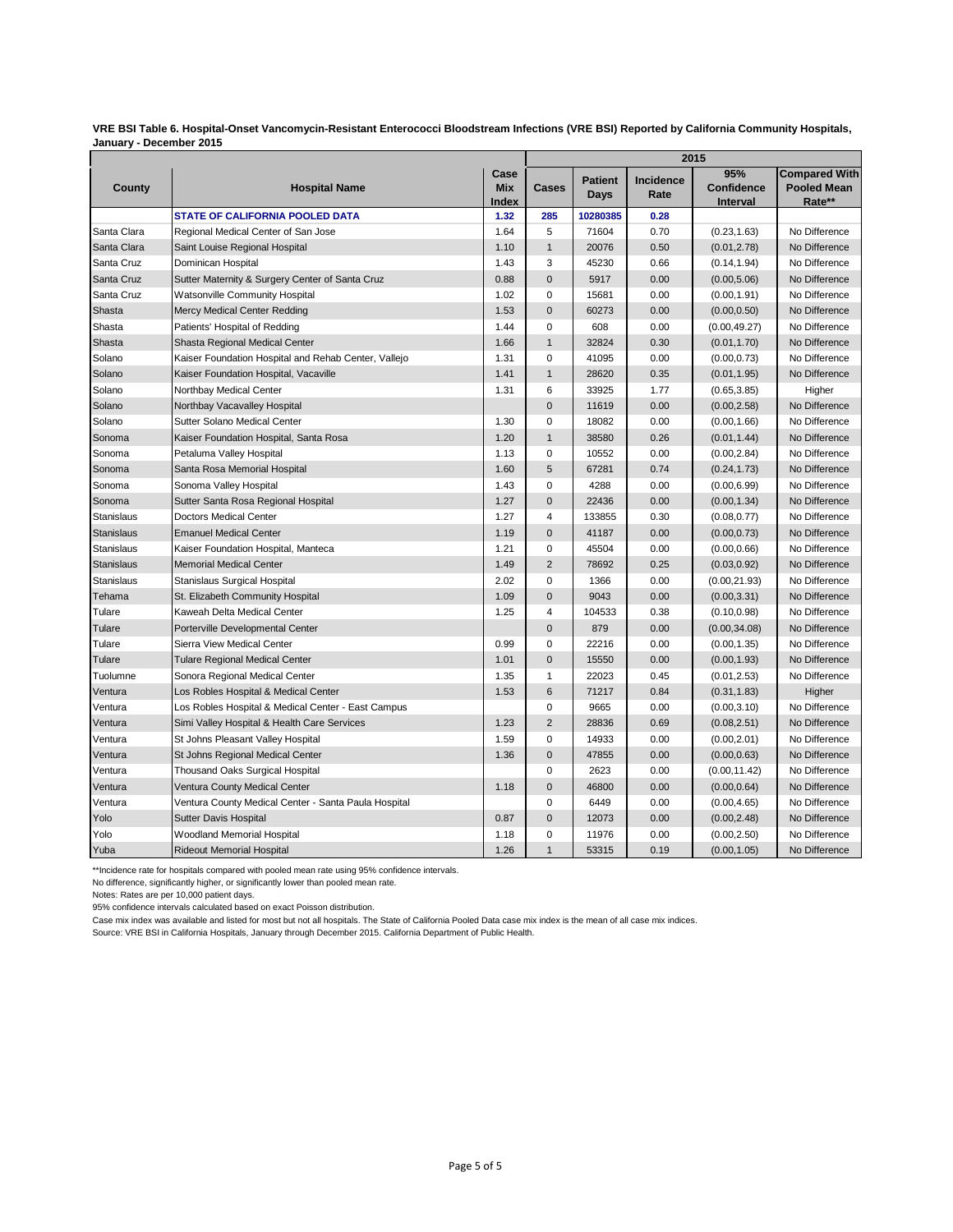**VRE BSI Table 6. Hospital-Onset Vancomycin-Resistant Enterococci Bloodstream Infections (VRE BSI) Reported by California Community Hospitals, January - December 2015**

| County | Hospital Name | Case Mix Index | 2015 Cases | Patient Days | Incidence Rate | 95% Confidence Interval | Compared With Pooled Mean Rate** |
|---|---|---|---|---|---|---|---|
| | **STATE OF CALIFORNIA POOLED DATA** | **1.32** | **285** | **10280385** | **0.28** | | |
| Santa Clara | Regional Medical Center of San Jose | 1.64 | 5 | 71604 | 0.70 | (0.23,1.63) | No Difference |
| Santa Clara | Saint Louise Regional Hospital | 1.10 | 1 | 20076 | 0.50 | (0.01,2.78) | No Difference |
| Santa Cruz | Dominican Hospital | 1.43 | 3 | 45230 | 0.66 | (0.14,1.94) | No Difference |
| Santa Cruz | Sutter Maternity & Surgery Center of Santa Cruz | 0.88 | 0 | 5917 | 0.00 | (0.00,5.06) | No Difference |
| Santa Cruz | Watsonville Community Hospital | 1.02 | 0 | 15681 | 0.00 | (0.00,1.91) | No Difference |
| Shasta | Mercy Medical Center Redding | 1.53 | 0 | 60273 | 0.00 | (0.00,0.50) | No Difference |
| Shasta | Patients' Hospital of Redding | 1.44 | 0 | 608 | 0.00 | (0.00,49.27) | No Difference |
| Shasta | Shasta Regional Medical Center | 1.66 | 1 | 32824 | 0.30 | (0.01,1.70) | No Difference |
| Solano | Kaiser Foundation Hospital and Rehab Center, Vallejo | 1.31 | 0 | 41095 | 0.00 | (0.00,0.73) | No Difference |
| Solano | Kaiser Foundation Hospital, Vacaville | 1.41 | 1 | 28620 | 0.35 | (0.01,1.95) | No Difference |
| Solano | Northbay Medical Center | 1.31 | 6 | 33925 | 1.77 | (0.65,3.85) | Higher |
| Solano | Northbay Vacavalley Hospital | | 0 | 11619 | 0.00 | (0.00,2.58) | No Difference |
| Solano | Sutter Solano Medical Center | 1.30 | 0 | 18082 | 0.00 | (0.00,1.66) | No Difference |
| Sonoma | Kaiser Foundation Hospital, Santa Rosa | 1.20 | 1 | 38580 | 0.26 | (0.01,1.44) | No Difference |
| Sonoma | Petaluma Valley Hospital | 1.13 | 0 | 10552 | 0.00 | (0.00,2.84) | No Difference |
| Sonoma | Santa Rosa Memorial Hospital | 1.60 | 5 | 67281 | 0.74 | (0.24,1.73) | No Difference |
| Sonoma | Sonoma Valley Hospital | 1.43 | 0 | 4288 | 0.00 | (0.00,6.99) | No Difference |
| Sonoma | Sutter Santa Rosa Regional Hospital | 1.27 | 0 | 22436 | 0.00 | (0.00,1.34) | No Difference |
| Stanislaus | Doctors Medical Center | 1.27 | 4 | 133855 | 0.30 | (0.08,0.77) | No Difference |
| Stanislaus | Emanuel Medical Center | 1.19 | 0 | 41187 | 0.00 | (0.00,0.73) | No Difference |
| Stanislaus | Kaiser Foundation Hospital, Manteca | 1.21 | 0 | 45504 | 0.00 | (0.00,0.66) | No Difference |
| Stanislaus | Memorial Medical Center | 1.49 | 2 | 78692 | 0.25 | (0.03,0.92) | No Difference |
| Stanislaus | Stanislaus Surgical Hospital | 2.02 | 0 | 1366 | 0.00 | (0.00,21.93) | No Difference |
| Tehama | St. Elizabeth Community Hospital | 1.09 | 0 | 9043 | 0.00 | (0.00,3.31) | No Difference |
| Tulare | Kaweah Delta Medical Center | 1.25 | 4 | 104533 | 0.38 | (0.10,0.98) | No Difference |
| Tulare | Porterville Developmental Center | | 0 | 879 | 0.00 | (0.00,34.08) | No Difference |
| Tulare | Sierra View Medical Center | 0.99 | 0 | 22216 | 0.00 | (0.00,1.35) | No Difference |
| Tulare | Tulare Regional Medical Center | 1.01 | 0 | 15550 | 0.00 | (0.00,1.93) | No Difference |
| Tuolumne | Sonora Regional Medical Center | 1.35 | 1 | 22023 | 0.45 | (0.01,2.53) | No Difference |
| Ventura | Los Robles Hospital & Medical Center | 1.53 | 6 | 71217 | 0.84 | (0.31,1.83) | Higher |
| Ventura | Los Robles Hospital & Medical Center - East Campus | | 0 | 9665 | 0.00 | (0.00,3.10) | No Difference |
| Ventura | Simi Valley Hospital & Health Care Services | 1.23 | 2 | 28836 | 0.69 | (0.08,2.51) | No Difference |
| Ventura | St Johns Pleasant Valley Hospital | 1.59 | 0 | 14933 | 0.00 | (0.00,2.01) | No Difference |
| Ventura | St Johns Regional Medical Center | 1.36 | 0 | 47855 | 0.00 | (0.00,0.63) | No Difference |
| Ventura | Thousand Oaks Surgical Hospital | | 0 | 2623 | 0.00 | (0.00,11.42) | No Difference |
| Ventura | Ventura County Medical Center | 1.18 | 0 | 46800 | 0.00 | (0.00,0.64) | No Difference |
| Ventura | Ventura County Medical Center - Santa Paula Hospital | | 0 | 6449 | 0.00 | (0.00,4.65) | No Difference |
| Yolo | Sutter Davis Hospital | 0.87 | 0 | 12073 | 0.00 | (0.00,2.48) | No Difference |
| Yolo | Woodland Memorial Hospital | 1.18 | 0 | 11976 | 0.00 | (0.00,2.50) | No Difference |
| Yuba | Rideout Memorial Hospital | 1.26 | 1 | 53315 | 0.19 | (0.00,1.05) | No Difference |

**Incidence rate for hospitals compared with pooled mean rate using 95% confidence intervals.

No difference, significantly higher, or significantly lower than pooled mean rate.

Notes: Rates are per 10,000 patient days.

95% confidence intervals calculated based on exact Poisson distribution.

Case mix index was available and listed for most but not all hospitals. The State of California Pooled Data case mix index is the mean of all case mix indices.

Source: VRE BSI in California Hospitals, January through December 2015. California Department of Public Health.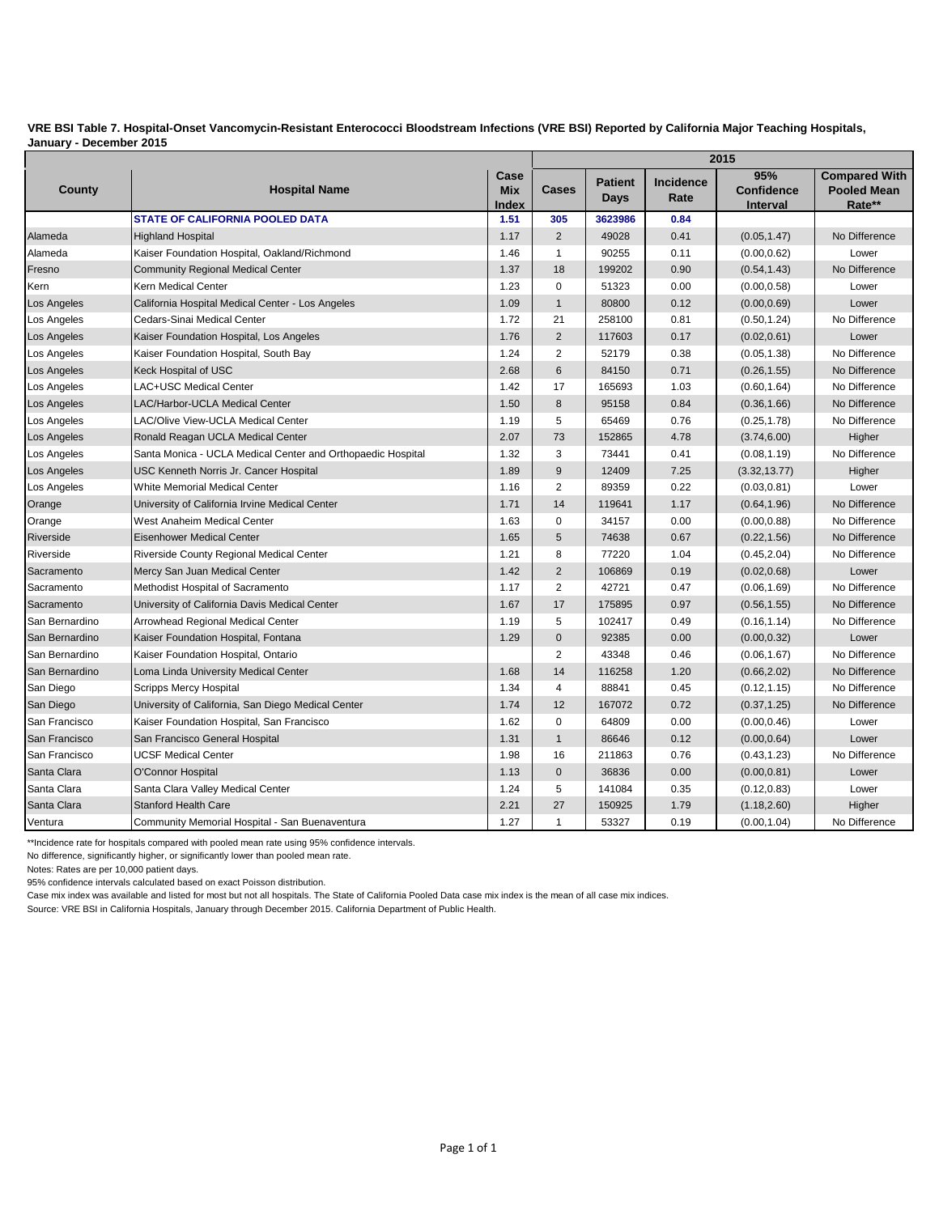**VRE BSI Table 7. Hospital-Onset Vancomycin-Resistant Enterococci Bloodstream Infections (VRE BSI) Reported by California Major Teaching Hospitals, January - December 2015**

| County | Hospital Name | Case Mix Index | 2015 | | | | |
|---|---|---|---|---|---|---|---|
| | | | Cases | Patient Days | Incidence Rate | 95% Confidence Interval | Compared With Pooled Mean Rate** |
| | **STATE OF CALIFORNIA POOLED DATA** | **1.51** | **305** | **3623986** | **0.84** | | |
| Alameda | Highland Hospital | 1.17 | 2 | 49028 | 0.41 | (0.05,1.47) | No Difference |
| Alameda | Kaiser Foundation Hospital, Oakland/Richmond | 1.46 | 1 | 90255 | 0.11 | (0.00,0.62) | Lower |
| Fresno | Community Regional Medical Center | 1.37 | 18 | 199202 | 0.90 | (0.54,1.43) | No Difference |
| Kern | Kern Medical Center | 1.23 | 0 | 51323 | 0.00 | (0.00,0.58) | Lower |
| Los Angeles | California Hospital Medical Center - Los Angeles | 1.09 | 1 | 80800 | 0.12 | (0.00,0.69) | Lower |
| Los Angeles | Cedars-Sinai Medical Center | 1.72 | 21 | 258100 | 0.81 | (0.50,1.24) | No Difference |
| Los Angeles | Kaiser Foundation Hospital, Los Angeles | 1.76 | 2 | 117603 | 0.17 | (0.02,0.61) | Lower |
| Los Angeles | Kaiser Foundation Hospital, South Bay | 1.24 | 2 | 52179 | 0.38 | (0.05,1.38) | No Difference |
| Los Angeles | Keck Hospital of USC | 2.68 | 6 | 84150 | 0.71 | (0.26,1.55) | No Difference |
| Los Angeles | LAC+USC Medical Center | 1.42 | 17 | 165693 | 1.03 | (0.60,1.64) | No Difference |
| Los Angeles | LAC/Harbor-UCLA Medical Center | 1.50 | 8 | 95158 | 0.84 | (0.36,1.66) | No Difference |
| Los Angeles | LAC/Olive View-UCLA Medical Center | 1.19 | 5 | 65469 | 0.76 | (0.25,1.78) | No Difference |
| Los Angeles | Ronald Reagan UCLA Medical Center | 2.07 | 73 | 152865 | 4.78 | (3.74,6.00) | Higher |
| Los Angeles | Santa Monica - UCLA Medical Center and Orthopaedic Hospital | 1.32 | 3 | 73441 | 0.41 | (0.08,1.19) | No Difference |
| Los Angeles | USC Kenneth Norris Jr. Cancer Hospital | 1.89 | 9 | 12409 | 7.25 | (3.32,13.77) | Higher |
| Los Angeles | White Memorial Medical Center | 1.16 | 2 | 89359 | 0.22 | (0.03,0.81) | Lower |
| Orange | University of California Irvine Medical Center | 1.71 | 14 | 119641 | 1.17 | (0.64,1.96) | No Difference |
| Orange | West Anaheim Medical Center | 1.63 | 0 | 34157 | 0.00 | (0.00,0.88) | No Difference |
| Riverside | Eisenhower Medical Center | 1.65 | 5 | 74638 | 0.67 | (0.22,1.56) | No Difference |
| Riverside | Riverside County Regional Medical Center | 1.21 | 8 | 77220 | 1.04 | (0.45,2.04) | No Difference |
| Sacramento | Mercy San Juan Medical Center | 1.42 | 2 | 106869 | 0.19 | (0.02,0.68) | Lower |
| Sacramento | Methodist Hospital of Sacramento | 1.17 | 2 | 42721 | 0.47 | (0.06,1.69) | No Difference |
| Sacramento | University of California Davis Medical Center | 1.67 | 17 | 175895 | 0.97 | (0.56,1.55) | No Difference |
| San Bernardino | Arrowhead Regional Medical Center | 1.19 | 5 | 102417 | 0.49 | (0.16,1.14) | No Difference |
| San Bernardino | Kaiser Foundation Hospital, Fontana | 1.29 | 0 | 92385 | 0.00 | (0.00,0.32) | Lower |
| San Bernardino | Kaiser Foundation Hospital, Ontario | | 2 | 43348 | 0.46 | (0.06,1.67) | No Difference |
| San Bernardino | Loma Linda University Medical Center | 1.68 | 14 | 116258 | 1.20 | (0.66,2.02) | No Difference |
| San Diego | Scripps Mercy Hospital | 1.34 | 4 | 88841 | 0.45 | (0.12,1.15) | No Difference |
| San Diego | University of California, San Diego Medical Center | 1.74 | 12 | 167072 | 0.72 | (0.37,1.25) | No Difference |
| San Francisco | Kaiser Foundation Hospital, San Francisco | 1.62 | 0 | 64809 | 0.00 | (0.00,0.46) | Lower |
| San Francisco | San Francisco General Hospital | 1.31 | 1 | 86646 | 0.12 | (0.00,0.64) | Lower |
| San Francisco | UCSF Medical Center | 1.98 | 16 | 211863 | 0.76 | (0.43,1.23) | No Difference |
| Santa Clara | O'Connor Hospital | 1.13 | 0 | 36836 | 0.00 | (0.00,0.81) | Lower |
| Santa Clara | Santa Clara Valley Medical Center | 1.24 | 5 | 141084 | 0.35 | (0.12,0.83) | Lower |
| Santa Clara | Stanford Health Care | 2.21 | 27 | 150925 | 1.79 | (1.18,2.60) | Higher |
| Ventura | Community Memorial Hospital - San Buenaventura | 1.27 | 1 | 53327 | 0.19 | (0.00,1.04) | No Difference |

**Incidence rate for hospitals compared with pooled mean rate using 95% confidence intervals.

No difference, significantly higher, or significantly lower than pooled mean rate.

Notes: Rates are per 10,000 patient days.

95% confidence intervals calculated based on exact Poisson distribution.

Case mix index was available and listed for most but not all hospitals. The State of California Pooled Data case mix index is the mean of all case mix indices.

Source: VRE BSI in California Hospitals, January through December 2015. California Department of Public Health.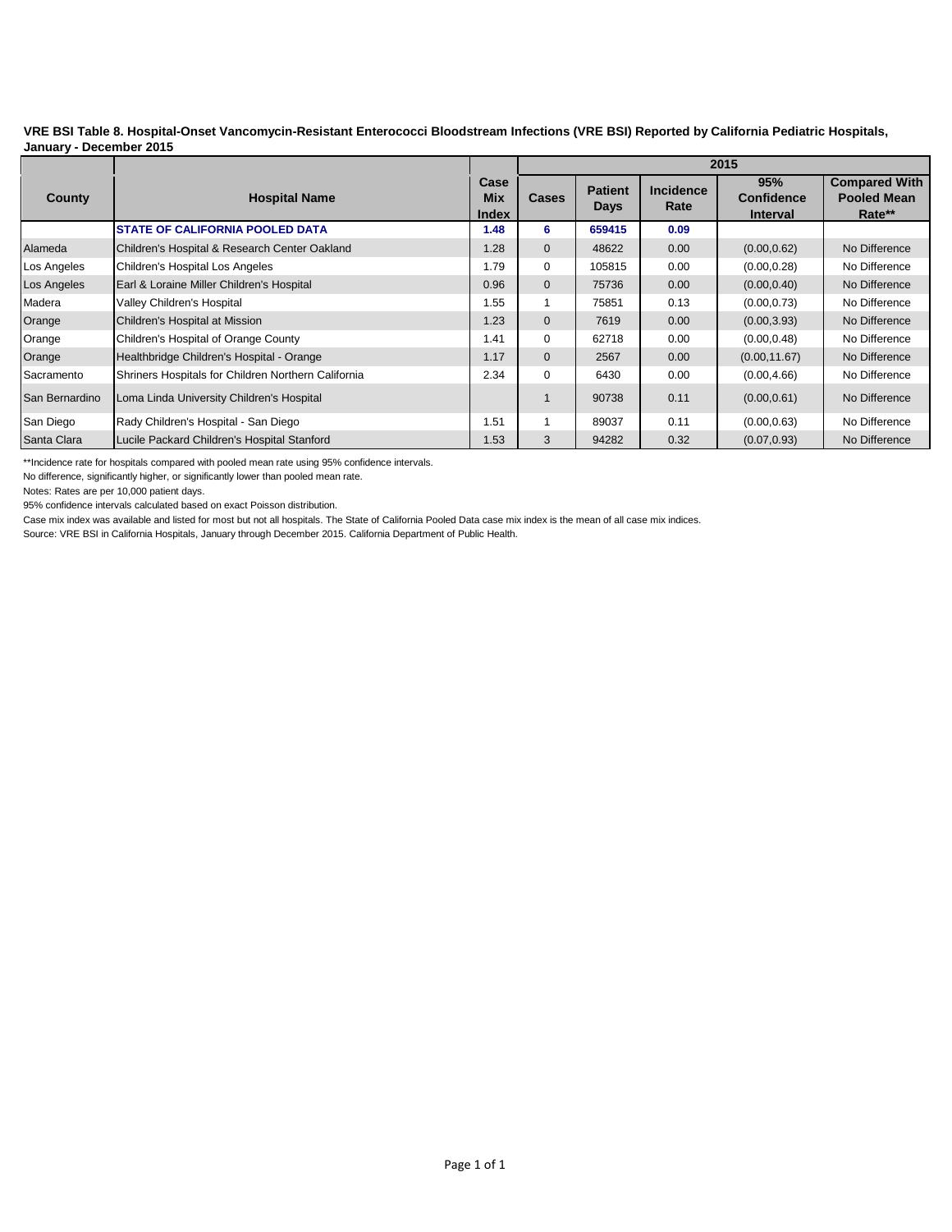**VRE BSI Table 8. Hospital-Onset Vancomycin-Resistant Enterococci Bloodstream Infections (VRE BSI) Reported by California Pediatric Hospitals, January - December 2015**

| County | Hospital Name | Case Mix Index | 2015 | | | | |
|---|---|---|---|---|---|---|---|
| | | | Cases | Patient Days | Incidence Rate | 95% Confidence Interval | Compared With Pooled Mean Rate** |
| | **STATE OF CALIFORNIA POOLED DATA** | **1.48** | **6** | **659415** | **0.09** | | |
| Alameda | Children's Hospital & Research Center Oakland | 1.28 | 0 | 48622 | 0.00 | (0.00,0.62) | No Difference |
| Los Angeles | Children's Hospital Los Angeles | 1.79 | 0 | 105815 | 0.00 | (0.00,0.28) | No Difference |
| Los Angeles | Earl & Loraine Miller Children's Hospital | 0.96 | 0 | 75736 | 0.00 | (0.00,0.40) | No Difference |
| Madera | Valley Children's Hospital | 1.55 | 1 | 75851 | 0.13 | (0.00,0.73) | No Difference |
| Orange | Children's Hospital at Mission | 1.23 | 0 | 7619 | 0.00 | (0.00,3.93) | No Difference |
| Orange | Children's Hospital of Orange County | 1.41 | 0 | 62718 | 0.00 | (0.00,0.48) | No Difference |
| Orange | Healthbridge Children's Hospital - Orange | 1.17 | 0 | 2567 | 0.00 | (0.00,11.67) | No Difference |
| Sacramento | Shriners Hospitals for Children Northern California | 2.34 | 0 | 6430 | 0.00 | (0.00,4.66) | No Difference |
| San Bernardino | Loma Linda University Children's Hospital | | 1 | 90738 | 0.11 | (0.00,0.61) | No Difference |
| San Diego | Rady Children's Hospital - San Diego | 1.51 | 1 | 89037 | 0.11 | (0.00,0.63) | No Difference |
| Santa Clara | Lucile Packard Children's Hospital Stanford | 1.53 | 3 | 94282 | 0.32 | (0.07,0.93) | No Difference |

**Incidence rate for hospitals compared with pooled mean rate using 95% confidence intervals.

No difference, significantly higher, or significantly lower than pooled mean rate.

Notes: Rates are per 10,000 patient days.

95% confidence intervals calculated based on exact Poisson distribution.

Case mix index was available and listed for most but not all hospitals. The State of California Pooled Data case mix index is the mean of all case mix indices.

Source: VRE BSI in California Hospitals, January through December 2015. California Department of Public Health.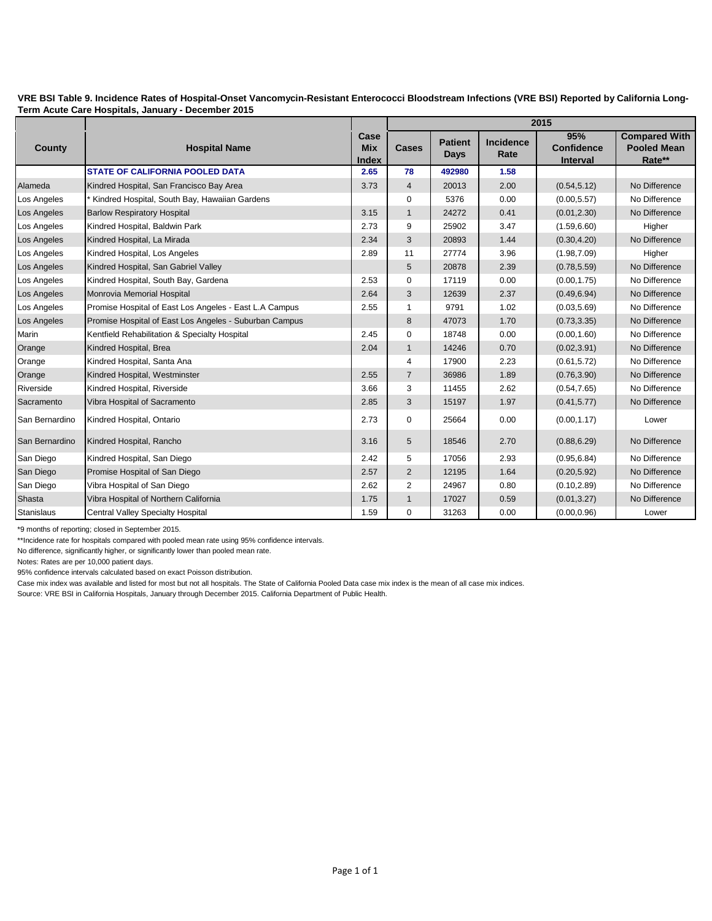**VRE BSI Table 9. Incidence Rates of Hospital-Onset Vancomycin-Resistant Enterococci Bloodstream Infections (VRE BSI) Reported by California Long-Term Acute Care Hospitals, January - December 2015**

| County | Hospital Name | Case Mix Index | 2015 | | | | |
|---|---|---|---|---|---|---|---|
| | | | Cases | Patient Days | Incidence Rate | 95% Confidence Interval | Compared With Pooled Mean Rate** |
| | **STATE OF CALIFORNIA POOLED DATA** | **2.65** | **78** | **492980** | **1.58** | | |
| Alameda | Kindred Hospital, San Francisco Bay Area | 3.73 | 4 | 20013 | 2.00 | (0.54,5.12) | No Difference |
| Los Angeles | * Kindred Hospital, South Bay, Hawaiian Gardens | | 0 | 5376 | 0.00 | (0.00,5.57) | No Difference |
| Los Angeles | Barlow Respiratory Hospital | 3.15 | 1 | 24272 | 0.41 | (0.01,2.30) | No Difference |
| Los Angeles | Kindred Hospital, Baldwin Park | 2.73 | 9 | 25902 | 3.47 | (1.59,6.60) | Higher |
| Los Angeles | Kindred Hospital, La Mirada | 2.34 | 3 | 20893 | 1.44 | (0.30,4.20) | No Difference |
| Los Angeles | Kindred Hospital, Los Angeles | 2.89 | 11 | 27774 | 3.96 | (1.98,7.09) | Higher |
| Los Angeles | Kindred Hospital, San Gabriel Valley | | 5 | 20878 | 2.39 | (0.78,5.59) | No Difference |
| Los Angeles | Kindred Hospital, South Bay, Gardena | 2.53 | 0 | 17119 | 0.00 | (0.00,1.75) | No Difference |
| Los Angeles | Monrovia Memorial Hospital | 2.64 | 3 | 12639 | 2.37 | (0.49,6.94) | No Difference |
| Los Angeles | Promise Hospital of East Los Angeles - East L.A Campus | 2.55 | 1 | 9791 | 1.02 | (0.03,5.69) | No Difference |
| Los Angeles | Promise Hospital of East Los Angeles - Suburban Campus | | 8 | 47073 | 1.70 | (0.73,3.35) | No Difference |
| Marin | Kentfield Rehabilitation & Specialty Hospital | 2.45 | 0 | 18748 | 0.00 | (0.00,1.60) | No Difference |
| Orange | Kindred Hospital, Brea | 2.04 | 1 | 14246 | 0.70 | (0.02,3.91) | No Difference |
| Orange | Kindred Hospital, Santa Ana | | 4 | 17900 | 2.23 | (0.61,5.72) | No Difference |
| Orange | Kindred Hospital, Westminster | 2.55 | 7 | 36986 | 1.89 | (0.76,3.90) | No Difference |
| Riverside | Kindred Hospital, Riverside | 3.66 | 3 | 11455 | 2.62 | (0.54,7.65) | No Difference |
| Sacramento | Vibra Hospital of Sacramento | 2.85 | 3 | 15197 | 1.97 | (0.41,5.77) | No Difference |
| San Bernardino | Kindred Hospital, Ontario | 2.73 | 0 | 25664 | 0.00 | (0.00,1.17) | Lower |
| San Bernardino | Kindred Hospital, Rancho | 3.16 | 5 | 18546 | 2.70 | (0.88,6.29) | No Difference |
| San Diego | Kindred Hospital, San Diego | 2.42 | 5 | 17056 | 2.93 | (0.95,6.84) | No Difference |
| San Diego | Promise Hospital of San Diego | 2.57 | 2 | 12195 | 1.64 | (0.20,5.92) | No Difference |
| San Diego | Vibra Hospital of San Diego | 2.62 | 2 | 24967 | 0.80 | (0.10,2.89) | No Difference |
| Shasta | Vibra Hospital of Northern California | 1.75 | 1 | 17027 | 0.59 | (0.01,3.27) | No Difference |
| Stanislaus | Central Valley Specialty Hospital | 1.59 | 0 | 31263 | 0.00 | (0.00,0.96) | Lower |

*9 months of reporting; closed in September 2015.

**Incidence rate for hospitals compared with pooled mean rate using 95% confidence intervals.

No difference, significantly higher, or significantly lower than pooled mean rate.

Notes: Rates are per 10,000 patient days.

95% confidence intervals calculated based on exact Poisson distribution.

Case mix index was available and listed for most but not all hospitals. The State of California Pooled Data case mix index is the mean of all case mix indices.

Source: VRE BSI in California Hospitals, January through December 2015. California Department of Public Health.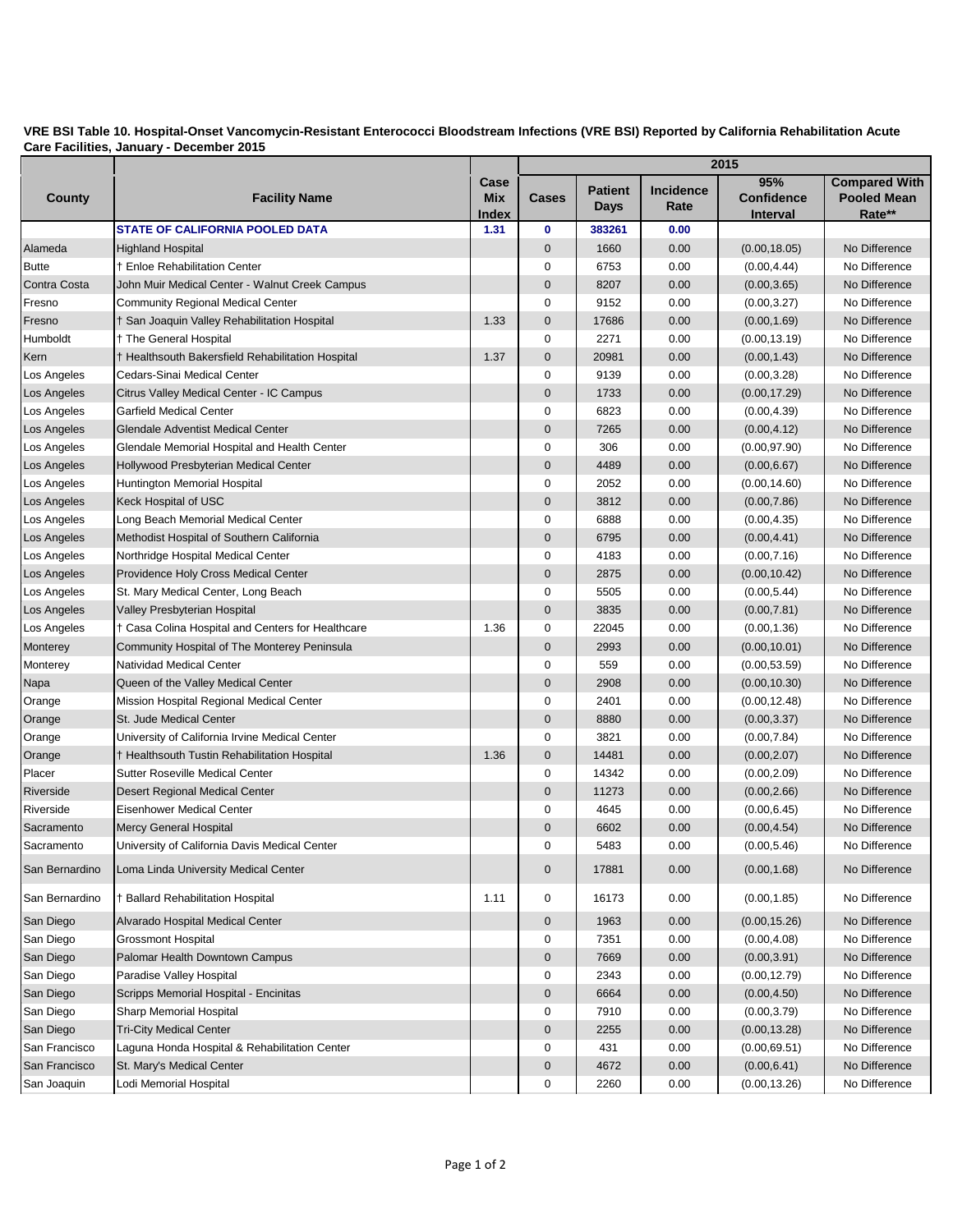**VRE BSI Table 10. Hospital-Onset Vancomycin-Resistant Enterococci Bloodstream Infections (VRE BSI) Reported by California Rehabilitation Acute Care Facilities, January - December 2015**

| County | Facility Name | Case Mix Index | 2015 Cases | 2015 Patient Days | 2015 Incidence Rate | 2015 95% Confidence Interval | 2015 Compared With Pooled Mean Rate** |
|---|---|---|---|---|---|---|---|
| | **STATE OF CALIFORNIA POOLED DATA** | **1.31** | **0** | **383261** | **0.00** | | |
| Alameda | Highland Hospital | | 0 | 1660 | 0.00 | (0.00,18.05) | No Difference |
| Butte | † Enloe Rehabilitation Center | | 0 | 6753 | 0.00 | (0.00,4.44) | No Difference |
| Contra Costa | John Muir Medical Center - Walnut Creek Campus | | 0 | 8207 | 0.00 | (0.00,3.65) | No Difference |
| Fresno | Community Regional Medical Center | | 0 | 9152 | 0.00 | (0.00,3.27) | No Difference |
| Fresno | † San Joaquin Valley Rehabilitation Hospital | 1.33 | 0 | 17686 | 0.00 | (0.00,1.69) | No Difference |
| Humboldt | † The General Hospital | | 0 | 2271 | 0.00 | (0.00,13.19) | No Difference |
| Kern | † Healthsouth Bakersfield Rehabilitation Hospital | 1.37 | 0 | 20981 | 0.00 | (0.00,1.43) | No Difference |
| Los Angeles | Cedars-Sinai Medical Center | | 0 | 9139 | 0.00 | (0.00,3.28) | No Difference |
| Los Angeles | Citrus Valley Medical Center - IC Campus | | 0 | 1733 | 0.00 | (0.00,17.29) | No Difference |
| Los Angeles | Garfield Medical Center | | 0 | 6823 | 0.00 | (0.00,4.39) | No Difference |
| Los Angeles | Glendale Adventist Medical Center | | 0 | 7265 | 0.00 | (0.00,4.12) | No Difference |
| Los Angeles | Glendale Memorial Hospital and Health Center | | 0 | 306 | 0.00 | (0.00,97.90) | No Difference |
| Los Angeles | Hollywood Presbyterian Medical Center | | 0 | 4489 | 0.00 | (0.00,6.67) | No Difference |
| Los Angeles | Huntington Memorial Hospital | | 0 | 2052 | 0.00 | (0.00,14.60) | No Difference |
| Los Angeles | Keck Hospital of USC | | 0 | 3812 | 0.00 | (0.00,7.86) | No Difference |
| Los Angeles | Long Beach Memorial Medical Center | | 0 | 6888 | 0.00 | (0.00,4.35) | No Difference |
| Los Angeles | Methodist Hospital of Southern California | | 0 | 6795 | 0.00 | (0.00,4.41) | No Difference |
| Los Angeles | Northridge Hospital Medical Center | | 0 | 4183 | 0.00 | (0.00,7.16) | No Difference |
| Los Angeles | Providence Holy Cross Medical Center | | 0 | 2875 | 0.00 | (0.00,10.42) | No Difference |
| Los Angeles | St. Mary Medical Center, Long Beach | | 0 | 5505 | 0.00 | (0.00,5.44) | No Difference |
| Los Angeles | Valley Presbyterian Hospital | | 0 | 3835 | 0.00 | (0.00,7.81) | No Difference |
| Los Angeles | † Casa Colina Hospital and Centers for Healthcare | 1.36 | 0 | 22045 | 0.00 | (0.00,1.36) | No Difference |
| Monterey | Community Hospital of The Monterey Peninsula | | 0 | 2993 | 0.00 | (0.00,10.01) | No Difference |
| Monterey | Natividad Medical Center | | 0 | 559 | 0.00 | (0.00,53.59) | No Difference |
| Napa | Queen of the Valley Medical Center | | 0 | 2908 | 0.00 | (0.00,10.30) | No Difference |
| Orange | Mission Hospital Regional Medical Center | | 0 | 2401 | 0.00 | (0.00,12.48) | No Difference |
| Orange | St. Jude Medical Center | | 0 | 8880 | 0.00 | (0.00,3.37) | No Difference |
| Orange | University of California Irvine Medical Center | | 0 | 3821 | 0.00 | (0.00,7.84) | No Difference |
| Orange | † Healthsouth Tustin Rehabilitation Hospital | 1.36 | 0 | 14481 | 0.00 | (0.00,2.07) | No Difference |
| Placer | Sutter Roseville Medical Center | | 0 | 14342 | 0.00 | (0.00,2.09) | No Difference |
| Riverside | Desert Regional Medical Center | | 0 | 11273 | 0.00 | (0.00,2.66) | No Difference |
| Riverside | Eisenhower Medical Center | | 0 | 4645 | 0.00 | (0.00,6.45) | No Difference |
| Sacramento | Mercy General Hospital | | 0 | 6602 | 0.00 | (0.00,4.54) | No Difference |
| Sacramento | University of California Davis Medical Center | | 0 | 5483 | 0.00 | (0.00,5.46) | No Difference |
| San Bernardino | Loma Linda University Medical Center | | 0 | 17881 | 0.00 | (0.00,1.68) | No Difference |
| San Bernardino | † Ballard Rehabilitation Hospital | 1.11 | 0 | 16173 | 0.00 | (0.00,1.85) | No Difference |
| San Diego | Alvarado Hospital Medical Center | | 0 | 1963 | 0.00 | (0.00,15.26) | No Difference |
| San Diego | Grossmont Hospital | | 0 | 7351 | 0.00 | (0.00,4.08) | No Difference |
| San Diego | Palomar Health Downtown Campus | | 0 | 7669 | 0.00 | (0.00,3.91) | No Difference |
| San Diego | Paradise Valley Hospital | | 0 | 2343 | 0.00 | (0.00,12.79) | No Difference |
| San Diego | Scripps Memorial Hospital - Encinitas | | 0 | 6664 | 0.00 | (0.00,4.50) | No Difference |
| San Diego | Sharp Memorial Hospital | | 0 | 7910 | 0.00 | (0.00,3.79) | No Difference |
| San Diego | Tri-City Medical Center | | 0 | 2255 | 0.00 | (0.00,13.28) | No Difference |
| San Francisco | Laguna Honda Hospital & Rehabilitation Center | | 0 | 431 | 0.00 | (0.00,69.51) | No Difference |
| San Francisco | St. Mary's Medical Center | | 0 | 4672 | 0.00 | (0.00,6.41) | No Difference |
| San Joaquin | Lodi Memorial Hospital | | 0 | 2260 | 0.00 | (0.00,13.26) | No Difference |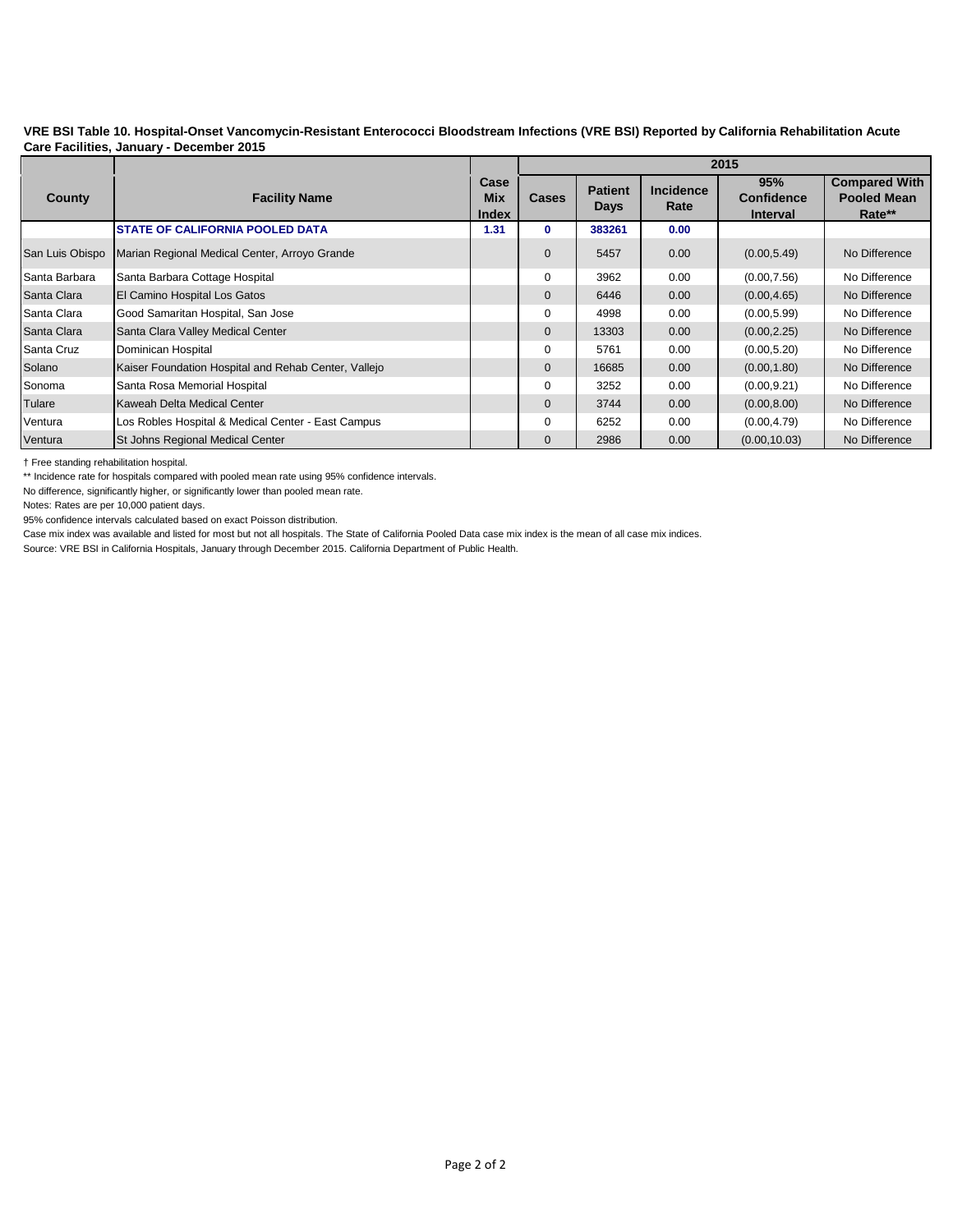**VRE BSI Table 10. Hospital-Onset Vancomycin-Resistant Enterococci Bloodstream Infections (VRE BSI) Reported by California Rehabilitation Acute Care Facilities, January - December 2015**

| County | Facility Name | Case Mix Index | 2015 Cases | Patient Days | Incidence Rate | 95% Confidence Interval | Compared With Pooled Mean Rate** |
|---|---|---|---|---|---|---|---|
| | **STATE OF CALIFORNIA POOLED DATA** | **1.31** | **0** | **383261** | **0.00** | | |
| San Luis Obispo | Marian Regional Medical Center, Arroyo Grande | | 0 | 5457 | 0.00 | (0.00,5.49) | No Difference |
| Santa Barbara | Santa Barbara Cottage Hospital | | 0 | 3962 | 0.00 | (0.00,7.56) | No Difference |
| Santa Clara | El Camino Hospital Los Gatos | | 0 | 6446 | 0.00 | (0.00,4.65) | No Difference |
| Santa Clara | Good Samaritan Hospital, San Jose | | 0 | 4998 | 0.00 | (0.00,5.99) | No Difference |
| Santa Clara | Santa Clara Valley Medical Center | | 0 | 13303 | 0.00 | (0.00,2.25) | No Difference |
| Santa Cruz | Dominican Hospital | | 0 | 5761 | 0.00 | (0.00,5.20) | No Difference |
| Solano | Kaiser Foundation Hospital and Rehab Center, Vallejo | | 0 | 16685 | 0.00 | (0.00,1.80) | No Difference |
| Sonoma | Santa Rosa Memorial Hospital | | 0 | 3252 | 0.00 | (0.00,9.21) | No Difference |
| Tulare | Kaweah Delta Medical Center | | 0 | 3744 | 0.00 | (0.00,8.00) | No Difference |
| Ventura | Los Robles Hospital & Medical Center - East Campus | | 0 | 6252 | 0.00 | (0.00,4.79) | No Difference |
| Ventura | St Johns Regional Medical Center | | 0 | 2986 | 0.00 | (0.00,10.03) | No Difference |

† Free standing rehabilitation hospital.

** Incidence rate for hospitals compared with pooled mean rate using 95% confidence intervals.

No difference, significantly higher, or significantly lower than pooled mean rate.

Notes: Rates are per 10,000 patient days.

95% confidence intervals calculated based on exact Poisson distribution.

Case mix index was available and listed for most but not all hospitals. The State of California Pooled Data case mix index is the mean of all case mix indices.

Source: VRE BSI in California Hospitals, January through December 2015. California Department of Public Health.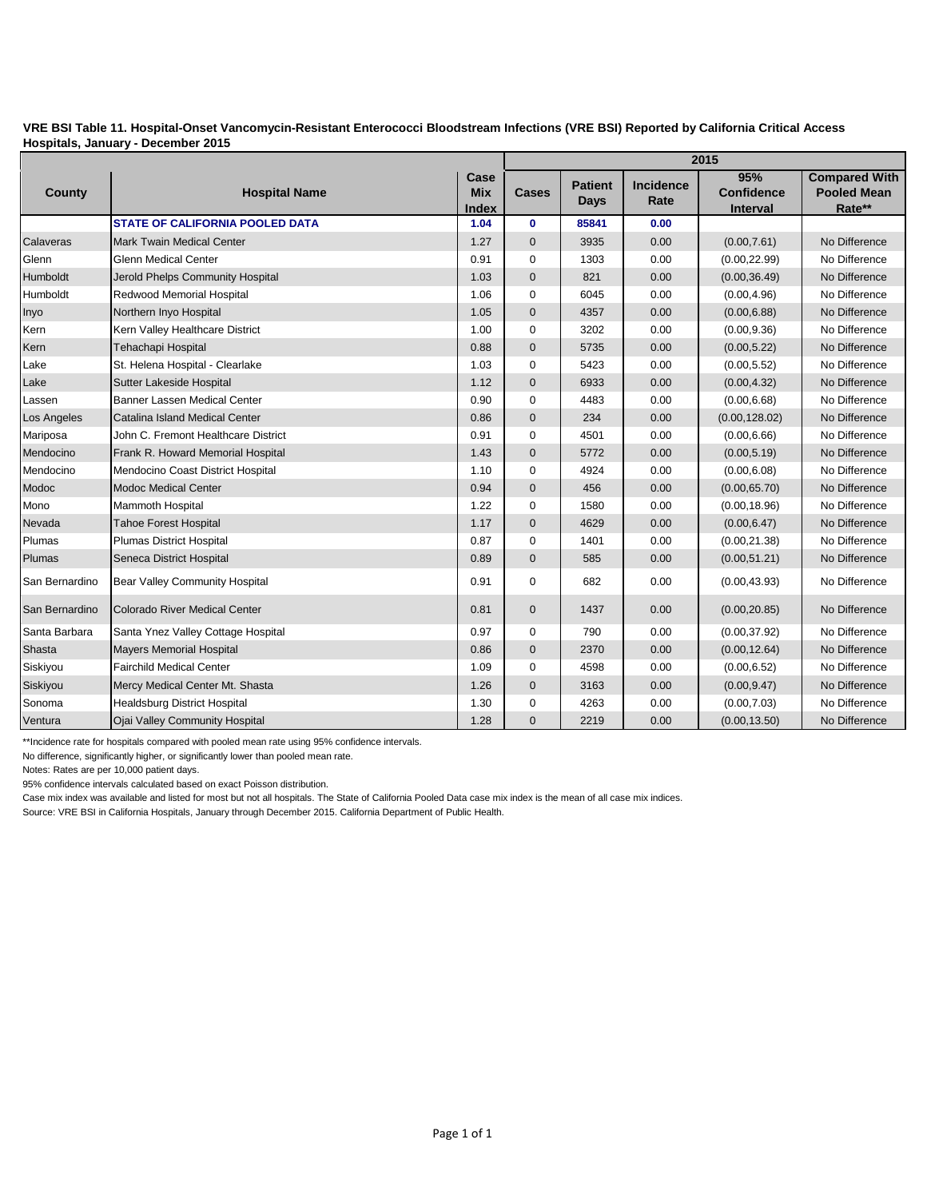**VRE BSI Table 11. Hospital-Onset Vancomycin-Resistant Enterococci Bloodstream Infections (VRE BSI) Reported by California Critical Access Hospitals, January - December 2015**

| | | | 2015 | | | | | |
|---|---|---|---|---|---|---|---|---|
| County | Hospital Name | Case Mix Index | Cases | Patient Days | Incidence Rate | 95% Confidence Interval | Compared With Pooled Mean Rate** |
| | **STATE OF CALIFORNIA POOLED DATA** | **1.04** | **0** | **85841** | **0.00** | | |
| Calaveras | Mark Twain Medical Center | 1.27 | 0 | 3935 | 0.00 | (0.00,7.61) | No Difference |
| Glenn | Glenn Medical Center | 0.91 | 0 | 1303 | 0.00 | (0.00,22.99) | No Difference |
| Humboldt | Jerold Phelps Community Hospital | 1.03 | 0 | 821 | 0.00 | (0.00,36.49) | No Difference |
| Humboldt | Redwood Memorial Hospital | 1.06 | 0 | 6045 | 0.00 | (0.00,4.96) | No Difference |
| Inyo | Northern Inyo Hospital | 1.05 | 0 | 4357 | 0.00 | (0.00,6.88) | No Difference |
| Kern | Kern Valley Healthcare District | 1.00 | 0 | 3202 | 0.00 | (0.00,9.36) | No Difference |
| Kern | Tehachapi Hospital | 0.88 | 0 | 5735 | 0.00 | (0.00,5.22) | No Difference |
| Lake | St. Helena Hospital - Clearlake | 1.03 | 0 | 5423 | 0.00 | (0.00,5.52) | No Difference |
| Lake | Sutter Lakeside Hospital | 1.12 | 0 | 6933 | 0.00 | (0.00,4.32) | No Difference |
| Lassen | Banner Lassen Medical Center | 0.90 | 0 | 4483 | 0.00 | (0.00,6.68) | No Difference |
| Los Angeles | Catalina Island Medical Center | 0.86 | 0 | 234 | 0.00 | (0.00,128.02) | No Difference |
| Mariposa | John C. Fremont Healthcare District | 0.91 | 0 | 4501 | 0.00 | (0.00,6.66) | No Difference |
| Mendocino | Frank R. Howard Memorial Hospital | 1.43 | 0 | 5772 | 0.00 | (0.00,5.19) | No Difference |
| Mendocino | Mendocino Coast District Hospital | 1.10 | 0 | 4924 | 0.00 | (0.00,6.08) | No Difference |
| Modoc | Modoc Medical Center | 0.94 | 0 | 456 | 0.00 | (0.00,65.70) | No Difference |
| Mono | Mammoth Hospital | 1.22 | 0 | 1580 | 0.00 | (0.00,18.96) | No Difference |
| Nevada | Tahoe Forest Hospital | 1.17 | 0 | 4629 | 0.00 | (0.00,6.47) | No Difference |
| Plumas | Plumas District Hospital | 0.87 | 0 | 1401 | 0.00 | (0.00,21.38) | No Difference |
| Plumas | Seneca District Hospital | 0.89 | 0 | 585 | 0.00 | (0.00,51.21) | No Difference |
| San Bernardino | Bear Valley Community Hospital | 0.91 | 0 | 682 | 0.00 | (0.00,43.93) | No Difference |
| San Bernardino | Colorado River Medical Center | 0.81 | 0 | 1437 | 0.00 | (0.00,20.85) | No Difference |
| Santa Barbara | Santa Ynez Valley Cottage Hospital | 0.97 | 0 | 790 | 0.00 | (0.00,37.92) | No Difference |
| Shasta | Mayers Memorial Hospital | 0.86 | 0 | 2370 | 0.00 | (0.00,12.64) | No Difference |
| Siskiyou | Fairchild Medical Center | 1.09 | 0 | 4598 | 0.00 | (0.00,6.52) | No Difference |
| Siskiyou | Mercy Medical Center Mt. Shasta | 1.26 | 0 | 3163 | 0.00 | (0.00,9.47) | No Difference |
| Sonoma | Healdsburg District Hospital | 1.30 | 0 | 4263 | 0.00 | (0.00,7.03) | No Difference |
| Ventura | Ojai Valley Community Hospital | 1.28 | 0 | 2219 | 0.00 | (0.00,13.50) | No Difference |

**Incidence rate for hospitals compared with pooled mean rate using 95% confidence intervals.

No difference, significantly higher, or significantly lower than pooled mean rate.

Notes: Rates are per 10,000 patient days.

95% confidence intervals calculated based on exact Poisson distribution.

Case mix index was available and listed for most but not all hospitals. The State of California Pooled Data case mix index is the mean of all case mix indices.

Source: VRE BSI in California Hospitals, January through December 2015. California Department of Public Health.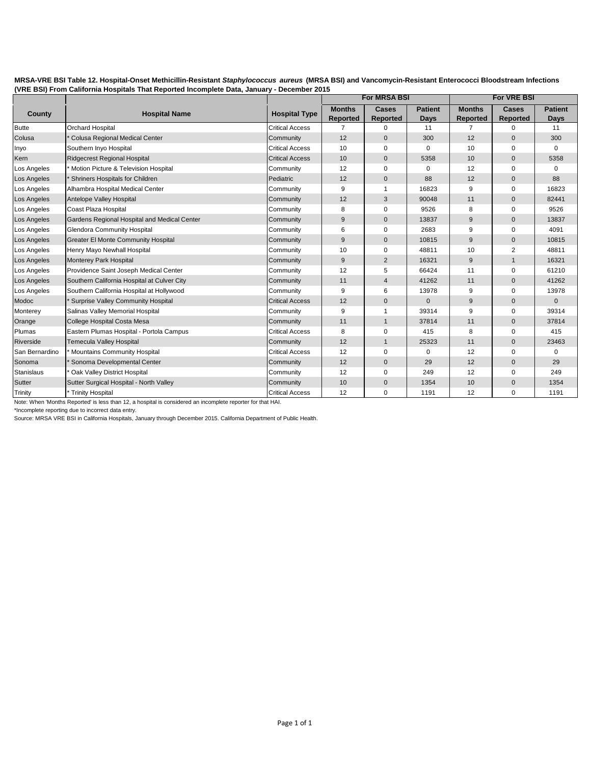**MRSA-VRE BSI Table 12. Hospital-Onset Methicillin-Resistant *Staphylococcus aureus* (MRSA BSI) and Vancomycin-Resistant Enterococci Bloodstream Infections (VRE BSI) From California Hospitals That Reported Incomplete Data, January - December 2015**

| County | Hospital Name | Hospital Type | For MRSA BSI | | | For VRE BSI | | |
|---|---|---|---|---|---|---|---|---|
| | | | Months Reported | Cases Reported | Patient Days | Months Reported | Cases Reported | Patient Days |
| Butte | Orchard Hospital | Critical Access | 7 | 0 | 11 | 7 | 0 | 11 |
| Colusa | * Colusa Regional Medical Center | Community | 12 | 0 | 300 | 12 | 0 | 300 |
| Inyo | Southern Inyo Hospital | Critical Access | 10 | 0 | 0 | 10 | 0 | 0 |
| Kern | Ridgecrest Regional Hospital | Critical Access | 10 | 0 | 5358 | 10 | 0 | 5358 |
| Los Angeles | * Motion Picture & Television Hospital | Community | 12 | 0 | 0 | 12 | 0 | 0 |
| Los Angeles | * Shriners Hospitals for Children | Pediatric | 12 | 0 | 88 | 12 | 0 | 88 |
| Los Angeles | Alhambra Hospital Medical Center | Community | 9 | 1 | 16823 | 9 | 0 | 16823 |
| Los Angeles | Antelope Valley Hospital | Community | 12 | 3 | 90048 | 11 | 0 | 82441 |
| Los Angeles | Coast Plaza Hospital | Community | 8 | 0 | 9526 | 8 | 0 | 9526 |
| Los Angeles | Gardens Regional Hospital and Medical Center | Community | 9 | 0 | 13837 | 9 | 0 | 13837 |
| Los Angeles | Glendora Community Hospital | Community | 6 | 0 | 2683 | 9 | 0 | 4091 |
| Los Angeles | Greater El Monte Community Hospital | Community | 9 | 0 | 10815 | 9 | 0 | 10815 |
| Los Angeles | Henry Mayo Newhall Hospital | Community | 10 | 0 | 48811 | 10 | 2 | 48811 |
| Los Angeles | Monterey Park Hospital | Community | 9 | 2 | 16321 | 9 | 1 | 16321 |
| Los Angeles | Providence Saint Joseph Medical Center | Community | 12 | 5 | 66424 | 11 | 0 | 61210 |
| Los Angeles | Southern California Hospital at Culver City | Community | 11 | 4 | 41262 | 11 | 0 | 41262 |
| Los Angeles | Southern California Hospital at Hollywood | Community | 9 | 6 | 13978 | 9 | 0 | 13978 |
| Modoc | * Surprise Valley Community Hospital | Critical Access | 12 | 0 | 0 | 9 | 0 | 0 |
| Monterey | Salinas Valley Memorial Hospital | Community | 9 | 1 | 39314 | 9 | 0 | 39314 |
| Orange | College Hospital Costa Mesa | Community | 11 | 1 | 37814 | 11 | 0 | 37814 |
| Plumas | Eastern Plumas Hospital - Portola Campus | Critical Access | 8 | 0 | 415 | 8 | 0 | 415 |
| Riverside | Temecula Valley Hospital | Community | 12 | 1 | 25323 | 11 | 0 | 23463 |
| San Bernardino | * Mountains Community Hospital | Critical Access | 12 | 0 | 0 | 12 | 0 | 0 |
| Sonoma | * Sonoma Developmental Center | Community | 12 | 0 | 29 | 12 | 0 | 29 |
| Stanislaus | * Oak Valley District Hospital | Community | 12 | 0 | 249 | 12 | 0 | 249 |
| Sutter | Sutter Surgical Hospital - North Valley | Community | 10 | 0 | 1354 | 10 | 0 | 1354 |
| Trinity | * Trinity Hospital | Critical Access | 12 | 0 | 1191 | 12 | 0 | 1191 |

Note: When 'Months Reported' is less than 12, a hospital is considered an incomplete reporter for that HAI.

*Incomplete reporting due to incorrect data entry.

Source: MRSA VRE BSI in California Hospitals, January through December 2015. California Department of Public Health.